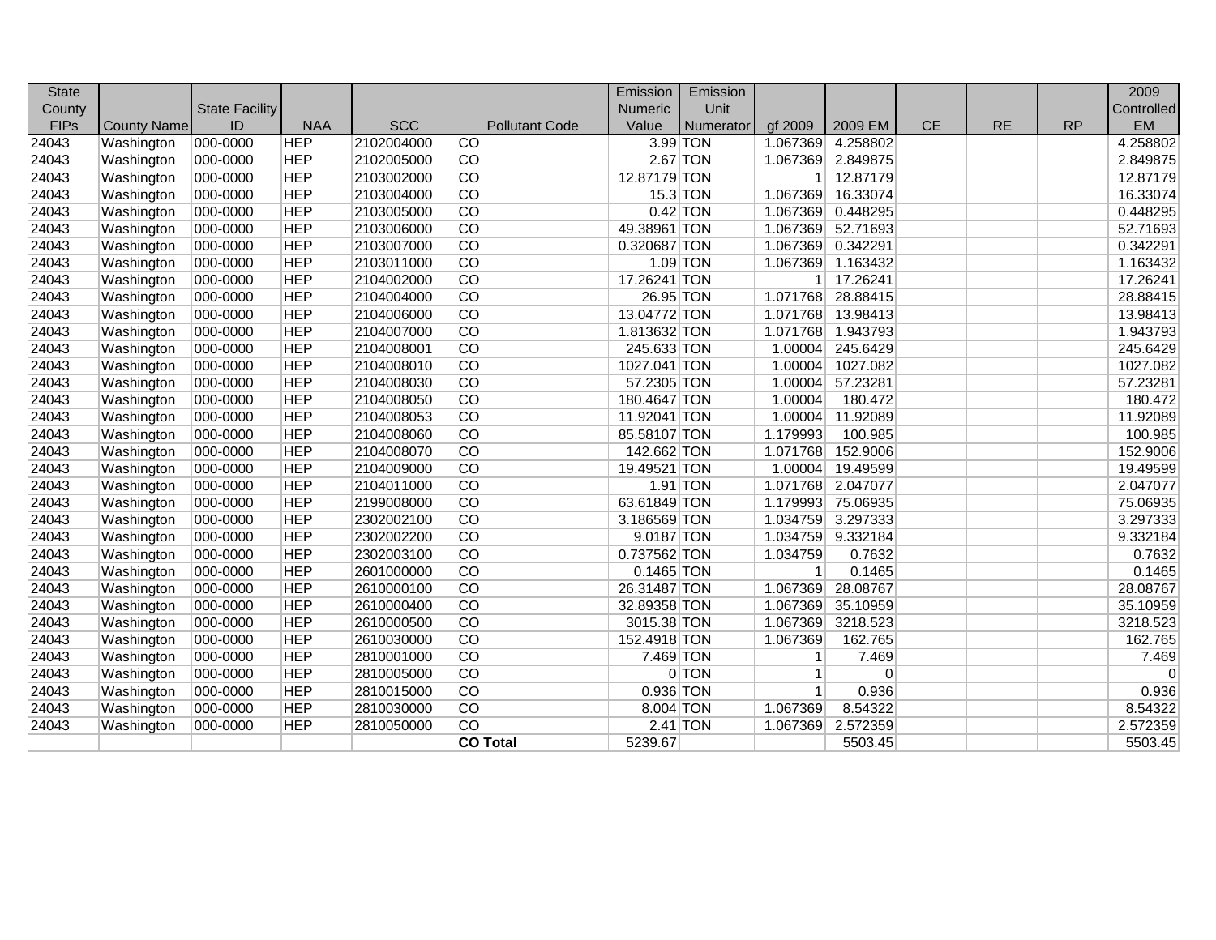| State County FIPs | County Name | State Facility ID | NAA | SCC | Pollutant Code | Emission Numeric Value | Emission Unit Numerator | gf 2009 | 2009 EM | CE | RE | RP | 2009 Controlled EM |
|---|---|---|---|---|---|---|---|---|---|---|---|---|---|
| 24043 | Washington | 000-0000 | HEP | 2102004000 | CO | 3.99 | TON | 1.067369 | 4.258802 | | | | 4.258802 |
| 24043 | Washington | 000-0000 | HEP | 2102005000 | CO | 2.67 | TON | 1.067369 | 2.849875 | | | | 2.849875 |
| 24043 | Washington | 000-0000 | HEP | 2103002000 | CO | 12.87179 | TON | 1 | 12.87179 | | | | 12.87179 |
| 24043 | Washington | 000-0000 | HEP | 2103004000 | CO | 15.3 | TON | 1.067369 | 16.33074 | | | | 16.33074 |
| 24043 | Washington | 000-0000 | HEP | 2103005000 | CO | 0.42 | TON | 1.067369 | 0.448295 | | | | 0.448295 |
| 24043 | Washington | 000-0000 | HEP | 2103006000 | CO | 49.38961 | TON | 1.067369 | 52.71693 | | | | 52.71693 |
| 24043 | Washington | 000-0000 | HEP | 2103007000 | CO | 0.320687 | TON | 1.067369 | 0.342291 | | | | 0.342291 |
| 24043 | Washington | 000-0000 | HEP | 2103011000 | CO | 1.09 | TON | 1.067369 | 1.163432 | | | | 1.163432 |
| 24043 | Washington | 000-0000 | HEP | 2104002000 | CO | 17.26241 | TON | 1 | 17.26241 | | | | 17.26241 |
| 24043 | Washington | 000-0000 | HEP | 2104004000 | CO | 26.95 | TON | 1.071768 | 28.88415 | | | | 28.88415 |
| 24043 | Washington | 000-0000 | HEP | 2104006000 | CO | 13.04772 | TON | 1.071768 | 13.98413 | | | | 13.98413 |
| 24043 | Washington | 000-0000 | HEP | 2104007000 | CO | 1.813632 | TON | 1.071768 | 1.943793 | | | | 1.943793 |
| 24043 | Washington | 000-0000 | HEP | 2104008001 | CO | 245.633 | TON | 1.00004 | 245.6429 | | | | 245.6429 |
| 24043 | Washington | 000-0000 | HEP | 2104008010 | CO | 1027.041 | TON | 1.00004 | 1027.082 | | | | 1027.082 |
| 24043 | Washington | 000-0000 | HEP | 2104008030 | CO | 57.2305 | TON | 1.00004 | 57.23281 | | | | 57.23281 |
| 24043 | Washington | 000-0000 | HEP | 2104008050 | CO | 180.4647 | TON | 1.00004 | 180.472 | | | | 180.472 |
| 24043 | Washington | 000-0000 | HEP | 2104008053 | CO | 11.92041 | TON | 1.00004 | 11.92089 | | | | 11.92089 |
| 24043 | Washington | 000-0000 | HEP | 2104008060 | CO | 85.58107 | TON | 1.179993 | 100.985 | | | | 100.985 |
| 24043 | Washington | 000-0000 | HEP | 2104008070 | CO | 142.662 | TON | 1.071768 | 152.9006 | | | | 152.9006 |
| 24043 | Washington | 000-0000 | HEP | 2104009000 | CO | 19.49521 | TON | 1.00004 | 19.49599 | | | | 19.49599 |
| 24043 | Washington | 000-0000 | HEP | 2104011000 | CO | 1.91 | TON | 1.071768 | 2.047077 | | | | 2.047077 |
| 24043 | Washington | 000-0000 | HEP | 2199008000 | CO | 63.61849 | TON | 1.179993 | 75.06935 | | | | 75.06935 |
| 24043 | Washington | 000-0000 | HEP | 2302002100 | CO | 3.186569 | TON | 1.034759 | 3.297333 | | | | 3.297333 |
| 24043 | Washington | 000-0000 | HEP | 2302002200 | CO | 9.0187 | TON | 1.034759 | 9.332184 | | | | 9.332184 |
| 24043 | Washington | 000-0000 | HEP | 2302003100 | CO | 0.737562 | TON | 1.034759 | 0.7632 | | | | 0.7632 |
| 24043 | Washington | 000-0000 | HEP | 2601000000 | CO | 0.1465 | TON | 1 | 0.1465 | | | | 0.1465 |
| 24043 | Washington | 000-0000 | HEP | 2610000100 | CO | 26.31487 | TON | 1.067369 | 28.08767 | | | | 28.08767 |
| 24043 | Washington | 000-0000 | HEP | 2610000400 | CO | 32.89358 | TON | 1.067369 | 35.10959 | | | | 35.10959 |
| 24043 | Washington | 000-0000 | HEP | 2610000500 | CO | 3015.38 | TON | 1.067369 | 3218.523 | | | | 3218.523 |
| 24043 | Washington | 000-0000 | HEP | 2610030000 | CO | 152.4918 | TON | 1.067369 | 162.765 | | | | 162.765 |
| 24043 | Washington | 000-0000 | HEP | 2810001000 | CO | 7.469 | TON | 1 | 7.469 | | | | 7.469 |
| 24043 | Washington | 000-0000 | HEP | 2810005000 | CO | 0 | TON | 1 | 0 | | | | 0 |
| 24043 | Washington | 000-0000 | HEP | 2810015000 | CO | 0.936 | TON | 1 | 0.936 | | | | 0.936 |
| 24043 | Washington | 000-0000 | HEP | 2810030000 | CO | 8.004 | TON | 1.067369 | 8.54322 | | | | 8.54322 |
| 24043 | Washington | 000-0000 | HEP | 2810050000 | CO | 2.41 | TON | 1.067369 | 2.572359 | | | | 2.572359 |
| | | | | | **CO Total** | 5239.67 | | | 5503.45 | | | | 5503.45 |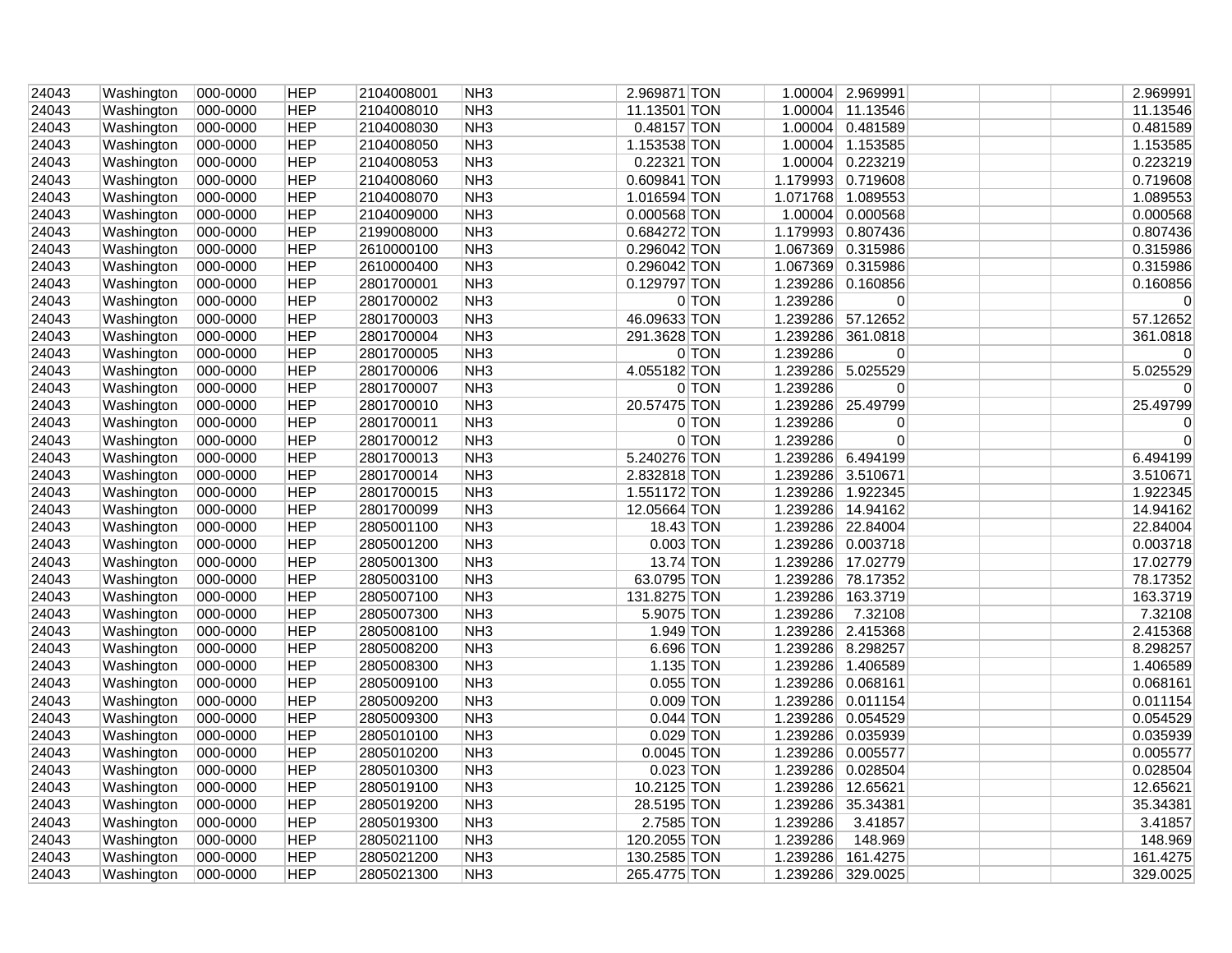| | | | | | | | | | | | | | |
|---|---|---|---|---|---|---|---|---|---|---|---|---|---|
| 24043 | Washington | 000-0000 | HEP | 2104008001 | NH3 | 2.969871 | TON | 1.00004 | 2.969991 | | | | 2.969991 |
| 24043 | Washington | 000-0000 | HEP | 2104008010 | NH3 | 11.13501 | TON | 1.00004 | 11.13546 | | | | 11.13546 |
| 24043 | Washington | 000-0000 | HEP | 2104008030 | NH3 | 0.48157 | TON | 1.00004 | 0.481589 | | | | 0.481589 |
| 24043 | Washington | 000-0000 | HEP | 2104008050 | NH3 | 1.153538 | TON | 1.00004 | 1.153585 | | | | 1.153585 |
| 24043 | Washington | 000-0000 | HEP | 2104008053 | NH3 | 0.22321 | TON | 1.00004 | 0.223219 | | | | 0.223219 |
| 24043 | Washington | 000-0000 | HEP | 2104008060 | NH3 | 0.609841 | TON | 1.179993 | 0.719608 | | | | 0.719608 |
| 24043 | Washington | 000-0000 | HEP | 2104008070 | NH3 | 1.016594 | TON | 1.071768 | 1.089553 | | | | 1.089553 |
| 24043 | Washington | 000-0000 | HEP | 2104009000 | NH3 | 0.000568 | TON | 1.00004 | 0.000568 | | | | 0.000568 |
| 24043 | Washington | 000-0000 | HEP | 2199008000 | NH3 | 0.684272 | TON | 1.179993 | 0.807436 | | | | 0.807436 |
| 24043 | Washington | 000-0000 | HEP | 2610000100 | NH3 | 0.296042 | TON | 1.067369 | 0.315986 | | | | 0.315986 |
| 24043 | Washington | 000-0000 | HEP | 2610000400 | NH3 | 0.296042 | TON | 1.067369 | 0.315986 | | | | 0.315986 |
| 24043 | Washington | 000-0000 | HEP | 2801700001 | NH3 | 0.129797 | TON | 1.239286 | 0.160856 | | | | 0.160856 |
| 24043 | Washington | 000-0000 | HEP | 2801700002 | NH3 | 0 | TON | 1.239286 | 0 | | | | 0 |
| 24043 | Washington | 000-0000 | HEP | 2801700003 | NH3 | 46.09633 | TON | 1.239286 | 57.12652 | | | | 57.12652 |
| 24043 | Washington | 000-0000 | HEP | 2801700004 | NH3 | 291.3628 | TON | 1.239286 | 361.0818 | | | | 361.0818 |
| 24043 | Washington | 000-0000 | HEP | 2801700005 | NH3 | 0 | TON | 1.239286 | 0 | | | | 0 |
| 24043 | Washington | 000-0000 | HEP | 2801700006 | NH3 | 4.055182 | TON | 1.239286 | 5.025529 | | | | 5.025529 |
| 24043 | Washington | 000-0000 | HEP | 2801700007 | NH3 | 0 | TON | 1.239286 | 0 | | | | 0 |
| 24043 | Washington | 000-0000 | HEP | 2801700010 | NH3 | 20.57475 | TON | 1.239286 | 25.49799 | | | | 25.49799 |
| 24043 | Washington | 000-0000 | HEP | 2801700011 | NH3 | 0 | TON | 1.239286 | 0 | | | | 0 |
| 24043 | Washington | 000-0000 | HEP | 2801700012 | NH3 | 0 | TON | 1.239286 | 0 | | | | 0 |
| 24043 | Washington | 000-0000 | HEP | 2801700013 | NH3 | 5.240276 | TON | 1.239286 | 6.494199 | | | | 6.494199 |
| 24043 | Washington | 000-0000 | HEP | 2801700014 | NH3 | 2.832818 | TON | 1.239286 | 3.510671 | | | | 3.510671 |
| 24043 | Washington | 000-0000 | HEP | 2801700015 | NH3 | 1.551172 | TON | 1.239286 | 1.922345 | | | | 1.922345 |
| 24043 | Washington | 000-0000 | HEP | 2801700099 | NH3 | 12.05664 | TON | 1.239286 | 14.94162 | | | | 14.94162 |
| 24043 | Washington | 000-0000 | HEP | 2805001100 | NH3 | 18.43 | TON | 1.239286 | 22.84004 | | | | 22.84004 |
| 24043 | Washington | 000-0000 | HEP | 2805001200 | NH3 | 0.003 | TON | 1.239286 | 0.003718 | | | | 0.003718 |
| 24043 | Washington | 000-0000 | HEP | 2805001300 | NH3 | 13.74 | TON | 1.239286 | 17.02779 | | | | 17.02779 |
| 24043 | Washington | 000-0000 | HEP | 2805003100 | NH3 | 63.0795 | TON | 1.239286 | 78.17352 | | | | 78.17352 |
| 24043 | Washington | 000-0000 | HEP | 2805007100 | NH3 | 131.8275 | TON | 1.239286 | 163.3719 | | | | 163.3719 |
| 24043 | Washington | 000-0000 | HEP | 2805007300 | NH3 | 5.9075 | TON | 1.239286 | 7.32108 | | | | 7.32108 |
| 24043 | Washington | 000-0000 | HEP | 2805008100 | NH3 | 1.949 | TON | 1.239286 | 2.415368 | | | | 2.415368 |
| 24043 | Washington | 000-0000 | HEP | 2805008200 | NH3 | 6.696 | TON | 1.239286 | 8.298257 | | | | 8.298257 |
| 24043 | Washington | 000-0000 | HEP | 2805008300 | NH3 | 1.135 | TON | 1.239286 | 1.406589 | | | | 1.406589 |
| 24043 | Washington | 000-0000 | HEP | 2805009100 | NH3 | 0.055 | TON | 1.239286 | 0.068161 | | | | 0.068161 |
| 24043 | Washington | 000-0000 | HEP | 2805009200 | NH3 | 0.009 | TON | 1.239286 | 0.011154 | | | | 0.011154 |
| 24043 | Washington | 000-0000 | HEP | 2805009300 | NH3 | 0.044 | TON | 1.239286 | 0.054529 | | | | 0.054529 |
| 24043 | Washington | 000-0000 | HEP | 2805010100 | NH3 | 0.029 | TON | 1.239286 | 0.035939 | | | | 0.035939 |
| 24043 | Washington | 000-0000 | HEP | 2805010200 | NH3 | 0.0045 | TON | 1.239286 | 0.005577 | | | | 0.005577 |
| 24043 | Washington | 000-0000 | HEP | 2805010300 | NH3 | 0.023 | TON | 1.239286 | 0.028504 | | | | 0.028504 |
| 24043 | Washington | 000-0000 | HEP | 2805019100 | NH3 | 10.2125 | TON | 1.239286 | 12.65621 | | | | 12.65621 |
| 24043 | Washington | 000-0000 | HEP | 2805019200 | NH3 | 28.5195 | TON | 1.239286 | 35.34381 | | | | 35.34381 |
| 24043 | Washington | 000-0000 | HEP | 2805019300 | NH3 | 2.7585 | TON | 1.239286 | 3.41857 | | | | 3.41857 |
| 24043 | Washington | 000-0000 | HEP | 2805021100 | NH3 | 120.2055 | TON | 1.239286 | 148.969 | | | | 148.969 |
| 24043 | Washington | 000-0000 | HEP | 2805021200 | NH3 | 130.2585 | TON | 1.239286 | 161.4275 | | | | 161.4275 |
| 24043 | Washington | 000-0000 | HEP | 2805021300 | NH3 | 265.4775 | TON | 1.239286 | 329.0025 | | | | 329.0025 |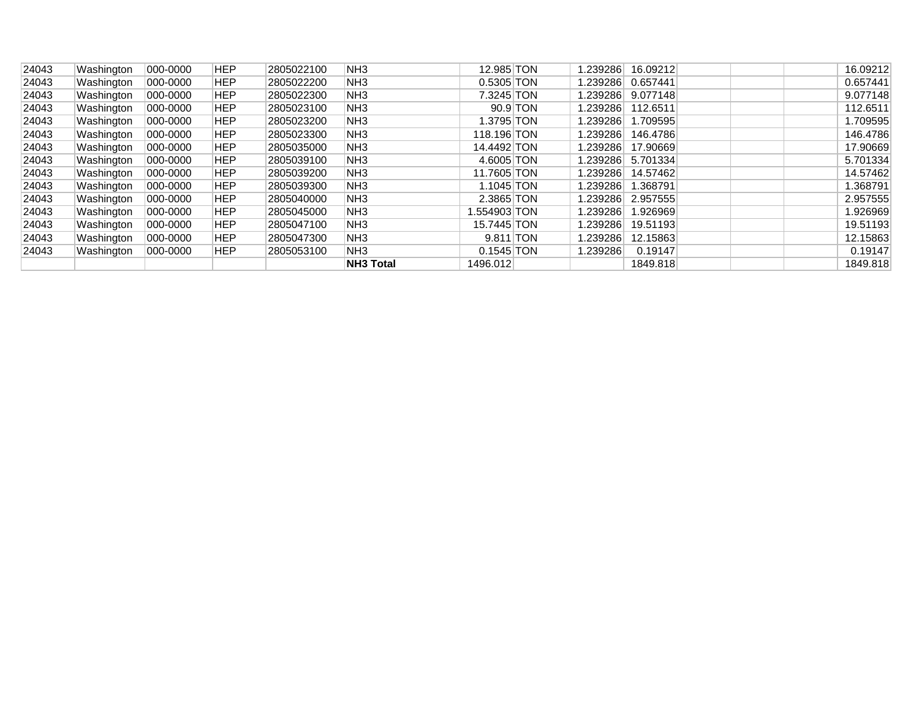| | | | | | | | | | | | | | |
|---|---|---|---|---|---|---|---|---|---|---|---|---|---|
| 24043 | Washington | 000-0000 | HEP | 2805022100 | NH3 | 12.985 | TON | 1.239286 | 16.09212 | | | | 16.09212 |
| 24043 | Washington | 000-0000 | HEP | 2805022200 | NH3 | 0.5305 | TON | 1.239286 | 0.657441 | | | | 0.657441 |
| 24043 | Washington | 000-0000 | HEP | 2805022300 | NH3 | 7.3245 | TON | 1.239286 | 9.077148 | | | | 9.077148 |
| 24043 | Washington | 000-0000 | HEP | 2805023100 | NH3 | 90.9 | TON | 1.239286 | 112.6511 | | | | 112.6511 |
| 24043 | Washington | 000-0000 | HEP | 2805023200 | NH3 | 1.3795 | TON | 1.239286 | 1.709595 | | | | 1.709595 |
| 24043 | Washington | 000-0000 | HEP | 2805023300 | NH3 | 118.196 | TON | 1.239286 | 146.4786 | | | | 146.4786 |
| 24043 | Washington | 000-0000 | HEP | 2805035000 | NH3 | 14.4492 | TON | 1.239286 | 17.90669 | | | | 17.90669 |
| 24043 | Washington | 000-0000 | HEP | 2805039100 | NH3 | 4.6005 | TON | 1.239286 | 5.701334 | | | | 5.701334 |
| 24043 | Washington | 000-0000 | HEP | 2805039200 | NH3 | 11.7605 | TON | 1.239286 | 14.57462 | | | | 14.57462 |
| 24043 | Washington | 000-0000 | HEP | 2805039300 | NH3 | 1.1045 | TON | 1.239286 | 1.368791 | | | | 1.368791 |
| 24043 | Washington | 000-0000 | HEP | 2805040000 | NH3 | 2.3865 | TON | 1.239286 | 2.957555 | | | | 2.957555 |
| 24043 | Washington | 000-0000 | HEP | 2805045000 | NH3 | 1.554903 | TON | 1.239286 | 1.926969 | | | | 1.926969 |
| 24043 | Washington | 000-0000 | HEP | 2805047100 | NH3 | 15.7445 | TON | 1.239286 | 19.51193 | | | | 19.51193 |
| 24043 | Washington | 000-0000 | HEP | 2805047300 | NH3 | 9.811 | TON | 1.239286 | 12.15863 | | | | 12.15863 |
| 24043 | Washington | 000-0000 | HEP | 2805053100 | NH3 | 0.1545 | TON | 1.239286 | 0.19147 | | | | 0.19147 |
| | | | | | **NH3 Total** | 1496.012 | | | 1849.818 | | | | 1849.818 |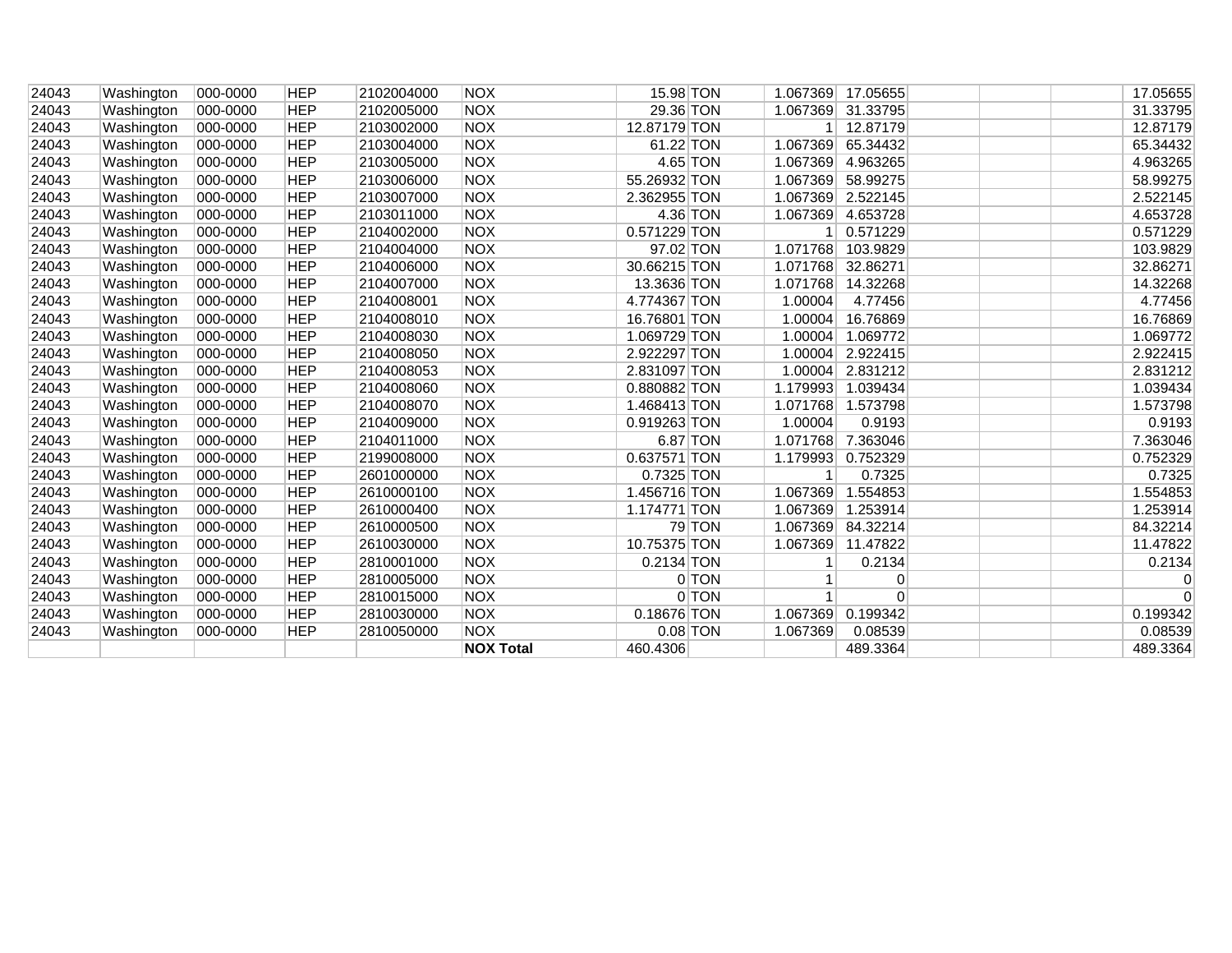| | | | | | | | | | | | | | |
|---|---|---|---|---|---|---|---|---|---|---|---|---|---|
| 24043 | Washington | 000-0000 | HEP | 2102004000 | NOX | 15.98 | TON | | 1.067369 | 17.05655 | | | 17.05655 |
| 24043 | Washington | 000-0000 | HEP | 2102005000 | NOX | 29.36 | TON | | 1.067369 | 31.33795 | | | 31.33795 |
| 24043 | Washington | 000-0000 | HEP | 2103002000 | NOX | 12.87179 | TON | | 1 | 12.87179 | | | 12.87179 |
| 24043 | Washington | 000-0000 | HEP | 2103004000 | NOX | 61.22 | TON | | 1.067369 | 65.34432 | | | 65.34432 |
| 24043 | Washington | 000-0000 | HEP | 2103005000 | NOX | 4.65 | TON | | 1.067369 | 4.963265 | | | 4.963265 |
| 24043 | Washington | 000-0000 | HEP | 2103006000 | NOX | 55.26932 | TON | | 1.067369 | 58.99275 | | | 58.99275 |
| 24043 | Washington | 000-0000 | HEP | 2103007000 | NOX | 2.362955 | TON | | 1.067369 | 2.522145 | | | 2.522145 |
| 24043 | Washington | 000-0000 | HEP | 2103011000 | NOX | 4.36 | TON | | 1.067369 | 4.653728 | | | 4.653728 |
| 24043 | Washington | 000-0000 | HEP | 2104002000 | NOX | 0.571229 | TON | | 1 | 0.571229 | | | 0.571229 |
| 24043 | Washington | 000-0000 | HEP | 2104004000 | NOX | 97.02 | TON | | 1.071768 | 103.9829 | | | 103.9829 |
| 24043 | Washington | 000-0000 | HEP | 2104006000 | NOX | 30.66215 | TON | | 1.071768 | 32.86271 | | | 32.86271 |
| 24043 | Washington | 000-0000 | HEP | 2104007000 | NOX | 13.3636 | TON | | 1.071768 | 14.32268 | | | 14.32268 |
| 24043 | Washington | 000-0000 | HEP | 2104008001 | NOX | 4.774367 | TON | | 1.00004 | 4.77456 | | | 4.77456 |
| 24043 | Washington | 000-0000 | HEP | 2104008010 | NOX | 16.76801 | TON | | 1.00004 | 16.76869 | | | 16.76869 |
| 24043 | Washington | 000-0000 | HEP | 2104008030 | NOX | 1.069729 | TON | | 1.00004 | 1.069772 | | | 1.069772 |
| 24043 | Washington | 000-0000 | HEP | 2104008050 | NOX | 2.922297 | TON | | 1.00004 | 2.922415 | | | 2.922415 |
| 24043 | Washington | 000-0000 | HEP | 2104008053 | NOX | 2.831097 | TON | | 1.00004 | 2.831212 | | | 2.831212 |
| 24043 | Washington | 000-0000 | HEP | 2104008060 | NOX | 0.880882 | TON | | 1.179993 | 1.039434 | | | 1.039434 |
| 24043 | Washington | 000-0000 | HEP | 2104008070 | NOX | 1.468413 | TON | | 1.071768 | 1.573798 | | | 1.573798 |
| 24043 | Washington | 000-0000 | HEP | 2104009000 | NOX | 0.919263 | TON | | 1.00004 | 0.9193 | | | 0.9193 |
| 24043 | Washington | 000-0000 | HEP | 2104011000 | NOX | 6.87 | TON | | 1.071768 | 7.363046 | | | 7.363046 |
| 24043 | Washington | 000-0000 | HEP | 2199008000 | NOX | 0.637571 | TON | | 1.179993 | 0.752329 | | | 0.752329 |
| 24043 | Washington | 000-0000 | HEP | 2601000000 | NOX | 0.7325 | TON | | 1 | 0.7325 | | | 0.7325 |
| 24043 | Washington | 000-0000 | HEP | 2610000100 | NOX | 1.456716 | TON | | 1.067369 | 1.554853 | | | 1.554853 |
| 24043 | Washington | 000-0000 | HEP | 2610000400 | NOX | 1.174771 | TON | | 1.067369 | 1.253914 | | | 1.253914 |
| 24043 | Washington | 000-0000 | HEP | 2610000500 | NOX | 79 | TON | | 1.067369 | 84.32214 | | | 84.32214 |
| 24043 | Washington | 000-0000 | HEP | 2610030000 | NOX | 10.75375 | TON | | 1.067369 | 11.47822 | | | 11.47822 |
| 24043 | Washington | 000-0000 | HEP | 2810001000 | NOX | 0.2134 | TON | | 1 | 0.2134 | | | 0.2134 |
| 24043 | Washington | 000-0000 | HEP | 2810005000 | NOX | 0 | TON | | 1 | 0 | | | 0 |
| 24043 | Washington | 000-0000 | HEP | 2810015000 | NOX | 0 | TON | | 1 | 0 | | | 0 |
| 24043 | Washington | 000-0000 | HEP | 2810030000 | NOX | 0.18676 | TON | | 1.067369 | 0.199342 | | | 0.199342 |
| 24043 | Washington | 000-0000 | HEP | 2810050000 | NOX | 0.08 | TON | | 1.067369 | 0.08539 | | | 0.08539 |
| | | | | | **NOX Total** | 460.4306 | | | | 489.3364 | | | 489.3364 |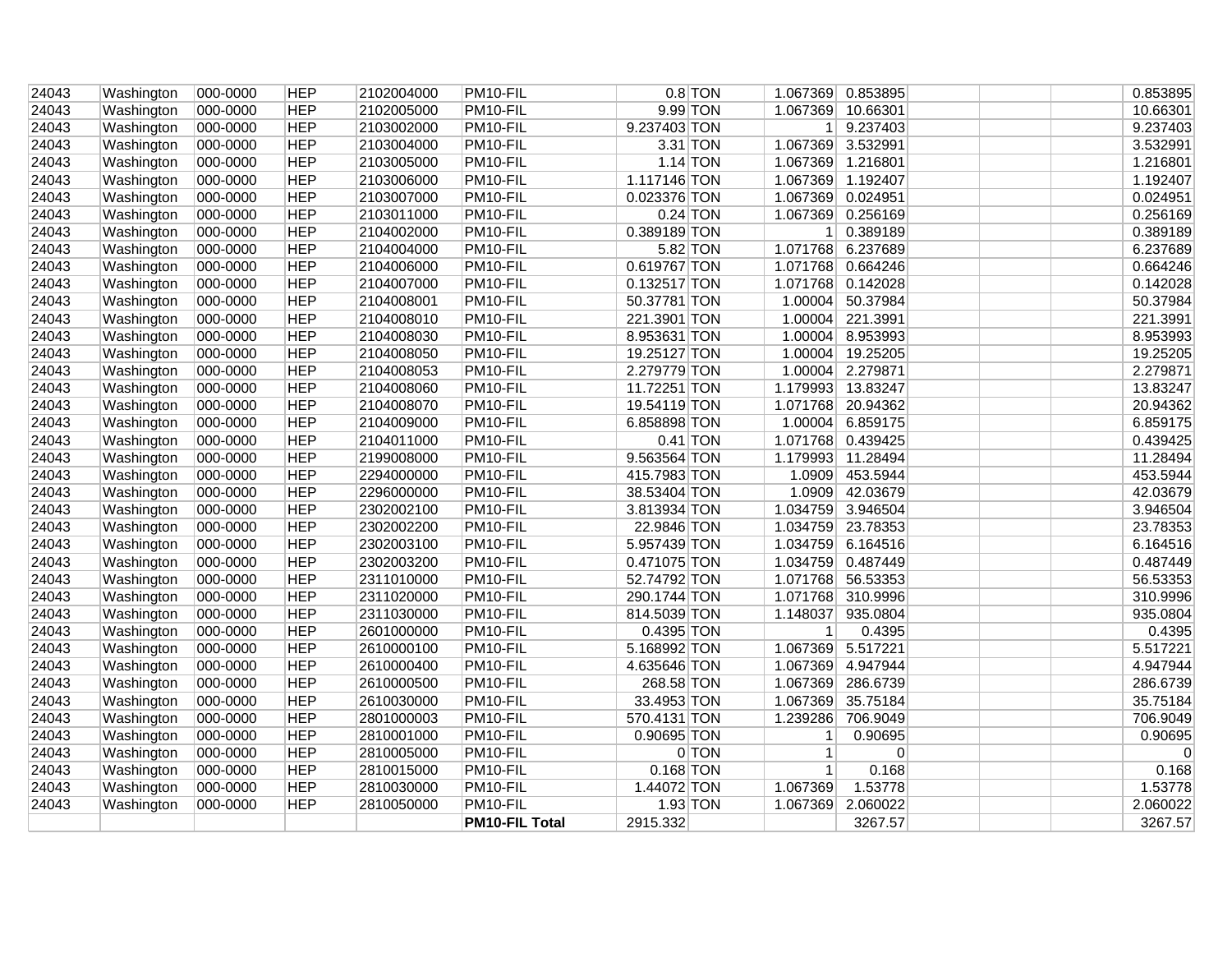| | | | | | | | | | | | | | |
|---|---|---|---|---|---|---|---|---|---|---|---|---|---|
| 24043 | Washington | 000-0000 | HEP | 2102004000 | PM10-FIL | 0.8 | TON | 1.067369 | 0.853895 | | | | 0.853895 |
| 24043 | Washington | 000-0000 | HEP | 2102005000 | PM10-FIL | 9.99 | TON | 1.067369 | 10.66301 | | | | 10.66301 |
| 24043 | Washington | 000-0000 | HEP | 2103002000 | PM10-FIL | 9.237403 | TON | 1 | 9.237403 | | | | 9.237403 |
| 24043 | Washington | 000-0000 | HEP | 2103004000 | PM10-FIL | 3.31 | TON | 1.067369 | 3.532991 | | | | 3.532991 |
| 24043 | Washington | 000-0000 | HEP | 2103005000 | PM10-FIL | 1.14 | TON | 1.067369 | 1.216801 | | | | 1.216801 |
| 24043 | Washington | 000-0000 | HEP | 2103006000 | PM10-FIL | 1.117146 | TON | 1.067369 | 1.192407 | | | | 1.192407 |
| 24043 | Washington | 000-0000 | HEP | 2103007000 | PM10-FIL | 0.023376 | TON | 1.067369 | 0.024951 | | | | 0.024951 |
| 24043 | Washington | 000-0000 | HEP | 2103011000 | PM10-FIL | 0.24 | TON | 1.067369 | 0.256169 | | | | 0.256169 |
| 24043 | Washington | 000-0000 | HEP | 2104002000 | PM10-FIL | 0.389189 | TON | 1 | 0.389189 | | | | 0.389189 |
| 24043 | Washington | 000-0000 | HEP | 2104004000 | PM10-FIL | 5.82 | TON | 1.071768 | 6.237689 | | | | 6.237689 |
| 24043 | Washington | 000-0000 | HEP | 2104006000 | PM10-FIL | 0.619767 | TON | 1.071768 | 0.664246 | | | | 0.664246 |
| 24043 | Washington | 000-0000 | HEP | 2104007000 | PM10-FIL | 0.132517 | TON | 1.071768 | 0.142028 | | | | 0.142028 |
| 24043 | Washington | 000-0000 | HEP | 2104008001 | PM10-FIL | 50.37781 | TON | 1.00004 | 50.37984 | | | | 50.37984 |
| 24043 | Washington | 000-0000 | HEP | 2104008010 | PM10-FIL | 221.3901 | TON | 1.00004 | 221.3991 | | | | 221.3991 |
| 24043 | Washington | 000-0000 | HEP | 2104008030 | PM10-FIL | 8.953631 | TON | 1.00004 | 8.953993 | | | | 8.953993 |
| 24043 | Washington | 000-0000 | HEP | 2104008050 | PM10-FIL | 19.25127 | TON | 1.00004 | 19.25205 | | | | 19.25205 |
| 24043 | Washington | 000-0000 | HEP | 2104008053 | PM10-FIL | 2.279779 | TON | 1.00004 | 2.279871 | | | | 2.279871 |
| 24043 | Washington | 000-0000 | HEP | 2104008060 | PM10-FIL | 11.72251 | TON | 1.179993 | 13.83247 | | | | 13.83247 |
| 24043 | Washington | 000-0000 | HEP | 2104008070 | PM10-FIL | 19.54119 | TON | 1.071768 | 20.94362 | | | | 20.94362 |
| 24043 | Washington | 000-0000 | HEP | 2104009000 | PM10-FIL | 6.858898 | TON | 1.00004 | 6.859175 | | | | 6.859175 |
| 24043 | Washington | 000-0000 | HEP | 2104011000 | PM10-FIL | 0.41 | TON | 1.071768 | 0.439425 | | | | 0.439425 |
| 24043 | Washington | 000-0000 | HEP | 2199008000 | PM10-FIL | 9.563564 | TON | 1.179993 | 11.28494 | | | | 11.28494 |
| 24043 | Washington | 000-0000 | HEP | 2294000000 | PM10-FIL | 415.7983 | TON | 1.0909 | 453.5944 | | | | 453.5944 |
| 24043 | Washington | 000-0000 | HEP | 2296000000 | PM10-FIL | 38.53404 | TON | 1.0909 | 42.03679 | | | | 42.03679 |
| 24043 | Washington | 000-0000 | HEP | 2302002100 | PM10-FIL | 3.813934 | TON | 1.034759 | 3.946504 | | | | 3.946504 |
| 24043 | Washington | 000-0000 | HEP | 2302002200 | PM10-FIL | 22.9846 | TON | 1.034759 | 23.78353 | | | | 23.78353 |
| 24043 | Washington | 000-0000 | HEP | 2302003100 | PM10-FIL | 5.957439 | TON | 1.034759 | 6.164516 | | | | 6.164516 |
| 24043 | Washington | 000-0000 | HEP | 2302003200 | PM10-FIL | 0.471075 | TON | 1.034759 | 0.487449 | | | | 0.487449 |
| 24043 | Washington | 000-0000 | HEP | 2311010000 | PM10-FIL | 52.74792 | TON | 1.071768 | 56.53353 | | | | 56.53353 |
| 24043 | Washington | 000-0000 | HEP | 2311020000 | PM10-FIL | 290.1744 | TON | 1.071768 | 310.9996 | | | | 310.9996 |
| 24043 | Washington | 000-0000 | HEP | 2311030000 | PM10-FIL | 814.5039 | TON | 1.148037 | 935.0804 | | | | 935.0804 |
| 24043 | Washington | 000-0000 | HEP | 2601000000 | PM10-FIL | 0.4395 | TON | 1 | 0.4395 | | | | 0.4395 |
| 24043 | Washington | 000-0000 | HEP | 2610000100 | PM10-FIL | 5.168992 | TON | 1.067369 | 5.517221 | | | | 5.517221 |
| 24043 | Washington | 000-0000 | HEP | 2610000400 | PM10-FIL | 4.635646 | TON | 1.067369 | 4.947944 | | | | 4.947944 |
| 24043 | Washington | 000-0000 | HEP | 2610000500 | PM10-FIL | 268.58 | TON | 1.067369 | 286.6739 | | | | 286.6739 |
| 24043 | Washington | 000-0000 | HEP | 2610030000 | PM10-FIL | 33.4953 | TON | 1.067369 | 35.75184 | | | | 35.75184 |
| 24043 | Washington | 000-0000 | HEP | 2801000003 | PM10-FIL | 570.4131 | TON | 1.239286 | 706.9049 | | | | 706.9049 |
| 24043 | Washington | 000-0000 | HEP | 2810001000 | PM10-FIL | 0.90695 | TON | 1 | 0.90695 | | | | 0.90695 |
| 24043 | Washington | 000-0000 | HEP | 2810005000 | PM10-FIL | 0 | TON | 1 | 0 | | | | 0 |
| 24043 | Washington | 000-0000 | HEP | 2810015000 | PM10-FIL | 0.168 | TON | 1 | 0.168 | | | | 0.168 |
| 24043 | Washington | 000-0000 | HEP | 2810030000 | PM10-FIL | 1.44072 | TON | 1.067369 | 1.53778 | | | | 1.53778 |
| 24043 | Washington | 000-0000 | HEP | 2810050000 | PM10-FIL | 1.93 | TON | 1.067369 | 2.060022 | | | | 2.060022 |
| | | | | | **PM10-FIL Total** | 2915.332 | | | 3267.57 | | | | 3267.57 |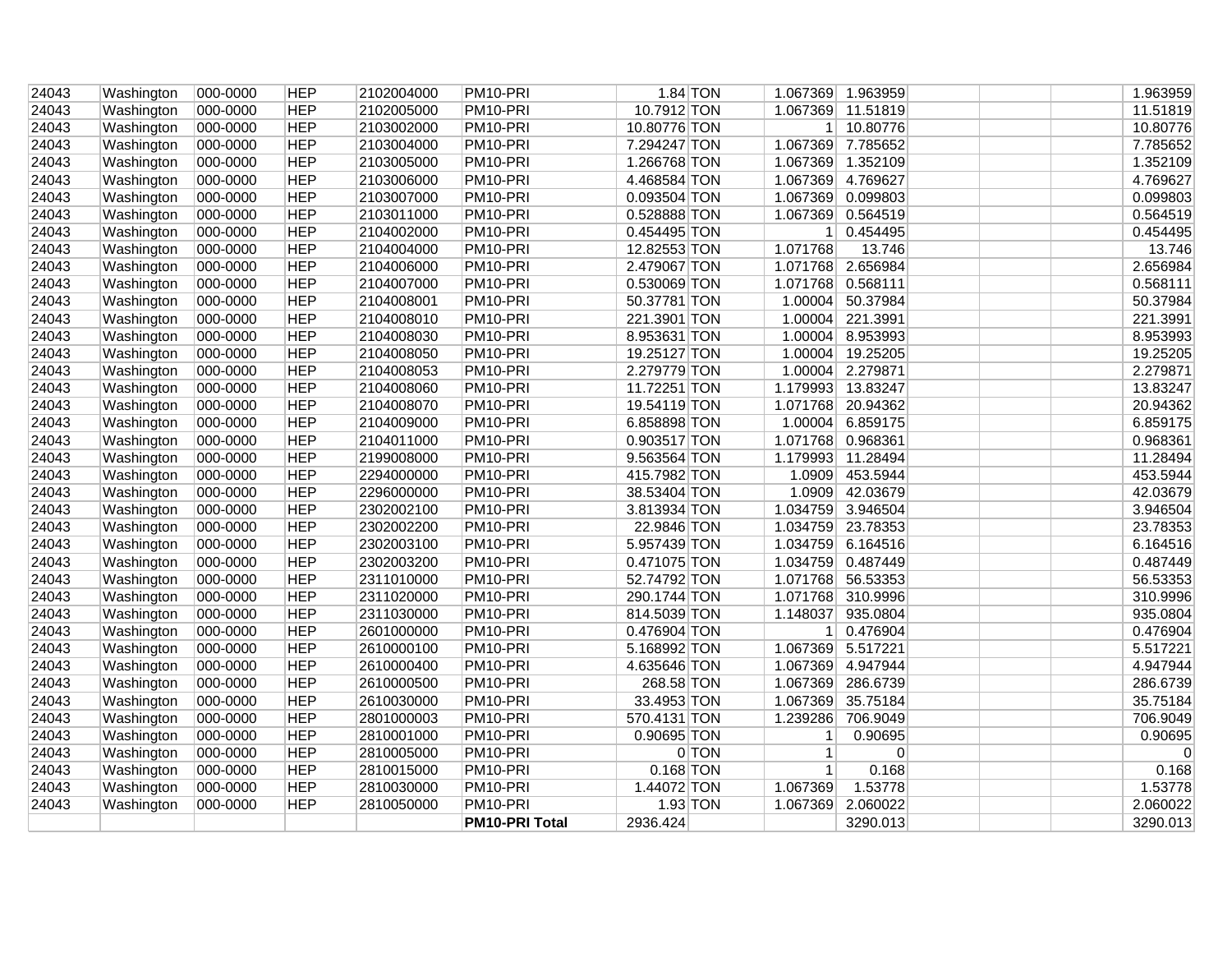| | | | | | | | | | | | | | |
|---|---|---|---|---|---|---|---|---|---|---|---|---|---|
| 24043 | Washington | 000-0000 | HEP | 2102004000 | PM10-PRI | 1.84 | TON | 1.067369 | 1.963959 | | | | 1.963959 |
| 24043 | Washington | 000-0000 | HEP | 2102005000 | PM10-PRI | 10.7912 | TON | 1.067369 | 11.51819 | | | | 11.51819 |
| 24043 | Washington | 000-0000 | HEP | 2103002000 | PM10-PRI | 10.80776 | TON | 1 | 10.80776 | | | | 10.80776 |
| 24043 | Washington | 000-0000 | HEP | 2103004000 | PM10-PRI | 7.294247 | TON | 1.067369 | 7.785652 | | | | 7.785652 |
| 24043 | Washington | 000-0000 | HEP | 2103005000 | PM10-PRI | 1.266768 | TON | 1.067369 | 1.352109 | | | | 1.352109 |
| 24043 | Washington | 000-0000 | HEP | 2103006000 | PM10-PRI | 4.468584 | TON | 1.067369 | 4.769627 | | | | 4.769627 |
| 24043 | Washington | 000-0000 | HEP | 2103007000 | PM10-PRI | 0.093504 | TON | 1.067369 | 0.099803 | | | | 0.099803 |
| 24043 | Washington | 000-0000 | HEP | 2103011000 | PM10-PRI | 0.528888 | TON | 1.067369 | 0.564519 | | | | 0.564519 |
| 24043 | Washington | 000-0000 | HEP | 2104002000 | PM10-PRI | 0.454495 | TON | 1 | 0.454495 | | | | 0.454495 |
| 24043 | Washington | 000-0000 | HEP | 2104004000 | PM10-PRI | 12.82553 | TON | 1.071768 | 13.746 | | | | 13.746 |
| 24043 | Washington | 000-0000 | HEP | 2104006000 | PM10-PRI | 2.479067 | TON | 1.071768 | 2.656984 | | | | 2.656984 |
| 24043 | Washington | 000-0000 | HEP | 2104007000 | PM10-PRI | 0.530069 | TON | 1.071768 | 0.568111 | | | | 0.568111 |
| 24043 | Washington | 000-0000 | HEP | 2104008001 | PM10-PRI | 50.37781 | TON | 1.00004 | 50.37984 | | | | 50.37984 |
| 24043 | Washington | 000-0000 | HEP | 2104008010 | PM10-PRI | 221.3901 | TON | 1.00004 | 221.3991 | | | | 221.3991 |
| 24043 | Washington | 000-0000 | HEP | 2104008030 | PM10-PRI | 8.953631 | TON | 1.00004 | 8.953993 | | | | 8.953993 |
| 24043 | Washington | 000-0000 | HEP | 2104008050 | PM10-PRI | 19.25127 | TON | 1.00004 | 19.25205 | | | | 19.25205 |
| 24043 | Washington | 000-0000 | HEP | 2104008053 | PM10-PRI | 2.279779 | TON | 1.00004 | 2.279871 | | | | 2.279871 |
| 24043 | Washington | 000-0000 | HEP | 2104008060 | PM10-PRI | 11.72251 | TON | 1.179993 | 13.83247 | | | | 13.83247 |
| 24043 | Washington | 000-0000 | HEP | 2104008070 | PM10-PRI | 19.54119 | TON | 1.071768 | 20.94362 | | | | 20.94362 |
| 24043 | Washington | 000-0000 | HEP | 2104009000 | PM10-PRI | 6.858898 | TON | 1.00004 | 6.859175 | | | | 6.859175 |
| 24043 | Washington | 000-0000 | HEP | 2104011000 | PM10-PRI | 0.903517 | TON | 1.071768 | 0.968361 | | | | 0.968361 |
| 24043 | Washington | 000-0000 | HEP | 2199008000 | PM10-PRI | 9.563564 | TON | 1.179993 | 11.28494 | | | | 11.28494 |
| 24043 | Washington | 000-0000 | HEP | 2294000000 | PM10-PRI | 415.7982 | TON | 1.0909 | 453.5944 | | | | 453.5944 |
| 24043 | Washington | 000-0000 | HEP | 2296000000 | PM10-PRI | 38.53404 | TON | 1.0909 | 42.03679 | | | | 42.03679 |
| 24043 | Washington | 000-0000 | HEP | 2302002100 | PM10-PRI | 3.813934 | TON | 1.034759 | 3.946504 | | | | 3.946504 |
| 24043 | Washington | 000-0000 | HEP | 2302002200 | PM10-PRI | 22.9846 | TON | 1.034759 | 23.78353 | | | | 23.78353 |
| 24043 | Washington | 000-0000 | HEP | 2302003100 | PM10-PRI | 5.957439 | TON | 1.034759 | 6.164516 | | | | 6.164516 |
| 24043 | Washington | 000-0000 | HEP | 2302003200 | PM10-PRI | 0.471075 | TON | 1.034759 | 0.487449 | | | | 0.487449 |
| 24043 | Washington | 000-0000 | HEP | 2311010000 | PM10-PRI | 52.74792 | TON | 1.071768 | 56.53353 | | | | 56.53353 |
| 24043 | Washington | 000-0000 | HEP | 2311020000 | PM10-PRI | 290.1744 | TON | 1.071768 | 310.9996 | | | | 310.9996 |
| 24043 | Washington | 000-0000 | HEP | 2311030000 | PM10-PRI | 814.5039 | TON | 1.148037 | 935.0804 | | | | 935.0804 |
| 24043 | Washington | 000-0000 | HEP | 2601000000 | PM10-PRI | 0.476904 | TON | 1 | 0.476904 | | | | 0.476904 |
| 24043 | Washington | 000-0000 | HEP | 2610000100 | PM10-PRI | 5.168992 | TON | 1.067369 | 5.517221 | | | | 5.517221 |
| 24043 | Washington | 000-0000 | HEP | 2610000400 | PM10-PRI | 4.635646 | TON | 1.067369 | 4.947944 | | | | 4.947944 |
| 24043 | Washington | 000-0000 | HEP | 2610000500 | PM10-PRI | 268.58 | TON | 1.067369 | 286.6739 | | | | 286.6739 |
| 24043 | Washington | 000-0000 | HEP | 2610030000 | PM10-PRI | 33.4953 | TON | 1.067369 | 35.75184 | | | | 35.75184 |
| 24043 | Washington | 000-0000 | HEP | 2801000003 | PM10-PRI | 570.4131 | TON | 1.239286 | 706.9049 | | | | 706.9049 |
| 24043 | Washington | 000-0000 | HEP | 2810001000 | PM10-PRI | 0.90695 | TON | 1 | 0.90695 | | | | 0.90695 |
| 24043 | Washington | 000-0000 | HEP | 2810005000 | PM10-PRI | 0 | TON | 1 | 0 | | | | 0 |
| 24043 | Washington | 000-0000 | HEP | 2810015000 | PM10-PRI | 0.168 | TON | 1 | 0.168 | | | | 0.168 |
| 24043 | Washington | 000-0000 | HEP | 2810030000 | PM10-PRI | 1.44072 | TON | 1.067369 | 1.53778 | | | | 1.53778 |
| 24043 | Washington | 000-0000 | HEP | 2810050000 | PM10-PRI | 1.93 | TON | 1.067369 | 2.060022 | | | | 2.060022 |
| | | | | | **PM10-PRI Total** | 2936.424 | | | 3290.013 | | | | 3290.013 |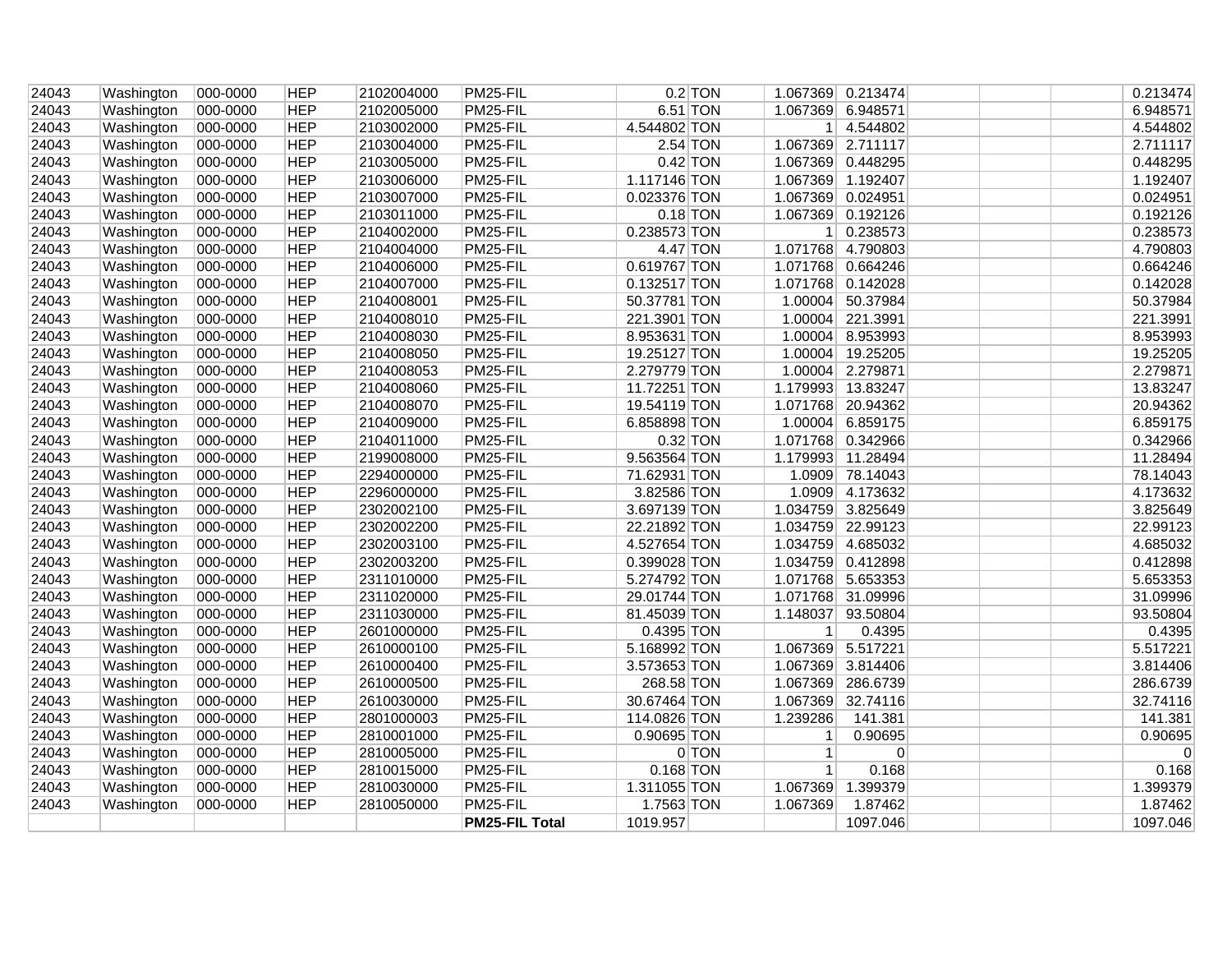| 24043 | Washington | 000-0000 | HEP | 2102004000 | PM25-FIL | 0.2 | TON | 1.067369 | 0.213474 | | | | 0.213474 |
|---|---|---|---|---|---|---|---|---|---|---|---|---|---|
| 24043 | Washington | 000-0000 | HEP | 2102005000 | PM25-FIL | 6.51 | TON | 1.067369 | 6.948571 | | | | 6.948571 |
| 24043 | Washington | 000-0000 | HEP | 2103002000 | PM25-FIL | 4.544802 | TON | 1 | 4.544802 | | | | 4.544802 |
| 24043 | Washington | 000-0000 | HEP | 2103004000 | PM25-FIL | 2.54 | TON | 1.067369 | 2.711117 | | | | 2.711117 |
| 24043 | Washington | 000-0000 | HEP | 2103005000 | PM25-FIL | 0.42 | TON | 1.067369 | 0.448295 | | | | 0.448295 |
| 24043 | Washington | 000-0000 | HEP | 2103006000 | PM25-FIL | 1.117146 | TON | 1.067369 | 1.192407 | | | | 1.192407 |
| 24043 | Washington | 000-0000 | HEP | 2103007000 | PM25-FIL | 0.023376 | TON | 1.067369 | 0.024951 | | | | 0.024951 |
| 24043 | Washington | 000-0000 | HEP | 2103011000 | PM25-FIL | 0.18 | TON | 1.067369 | 0.192126 | | | | 0.192126 |
| 24043 | Washington | 000-0000 | HEP | 2104002000 | PM25-FIL | 0.238573 | TON | 1 | 0.238573 | | | | 0.238573 |
| 24043 | Washington | 000-0000 | HEP | 2104004000 | PM25-FIL | 4.47 | TON | 1.071768 | 4.790803 | | | | 4.790803 |
| 24043 | Washington | 000-0000 | HEP | 2104006000 | PM25-FIL | 0.619767 | TON | 1.071768 | 0.664246 | | | | 0.664246 |
| 24043 | Washington | 000-0000 | HEP | 2104007000 | PM25-FIL | 0.132517 | TON | 1.071768 | 0.142028 | | | | 0.142028 |
| 24043 | Washington | 000-0000 | HEP | 2104008001 | PM25-FIL | 50.37781 | TON | 1.00004 | 50.37984 | | | | 50.37984 |
| 24043 | Washington | 000-0000 | HEP | 2104008010 | PM25-FIL | 221.3901 | TON | 1.00004 | 221.3991 | | | | 221.3991 |
| 24043 | Washington | 000-0000 | HEP | 2104008030 | PM25-FIL | 8.953631 | TON | 1.00004 | 8.953993 | | | | 8.953993 |
| 24043 | Washington | 000-0000 | HEP | 2104008050 | PM25-FIL | 19.25127 | TON | 1.00004 | 19.25205 | | | | 19.25205 |
| 24043 | Washington | 000-0000 | HEP | 2104008053 | PM25-FIL | 2.279779 | TON | 1.00004 | 2.279871 | | | | 2.279871 |
| 24043 | Washington | 000-0000 | HEP | 2104008060 | PM25-FIL | 11.72251 | TON | 1.179993 | 13.83247 | | | | 13.83247 |
| 24043 | Washington | 000-0000 | HEP | 2104008070 | PM25-FIL | 19.54119 | TON | 1.071768 | 20.94362 | | | | 20.94362 |
| 24043 | Washington | 000-0000 | HEP | 2104009000 | PM25-FIL | 6.858898 | TON | 1.00004 | 6.859175 | | | | 6.859175 |
| 24043 | Washington | 000-0000 | HEP | 2104011000 | PM25-FIL | 0.32 | TON | 1.071768 | 0.342966 | | | | 0.342966 |
| 24043 | Washington | 000-0000 | HEP | 2199008000 | PM25-FIL | 9.563564 | TON | 1.179993 | 11.28494 | | | | 11.28494 |
| 24043 | Washington | 000-0000 | HEP | 2294000000 | PM25-FIL | 71.62931 | TON | 1.0909 | 78.14043 | | | | 78.14043 |
| 24043 | Washington | 000-0000 | HEP | 2296000000 | PM25-FIL | 3.82586 | TON | 1.0909 | 4.173632 | | | | 4.173632 |
| 24043 | Washington | 000-0000 | HEP | 2302002100 | PM25-FIL | 3.697139 | TON | 1.034759 | 3.825649 | | | | 3.825649 |
| 24043 | Washington | 000-0000 | HEP | 2302002200 | PM25-FIL | 22.21892 | TON | 1.034759 | 22.99123 | | | | 22.99123 |
| 24043 | Washington | 000-0000 | HEP | 2302003100 | PM25-FIL | 4.527654 | TON | 1.034759 | 4.685032 | | | | 4.685032 |
| 24043 | Washington | 000-0000 | HEP | 2302003200 | PM25-FIL | 0.399028 | TON | 1.034759 | 0.412898 | | | | 0.412898 |
| 24043 | Washington | 000-0000 | HEP | 2311010000 | PM25-FIL | 5.274792 | TON | 1.071768 | 5.653353 | | | | 5.653353 |
| 24043 | Washington | 000-0000 | HEP | 2311020000 | PM25-FIL | 29.01744 | TON | 1.071768 | 31.09996 | | | | 31.09996 |
| 24043 | Washington | 000-0000 | HEP | 2311030000 | PM25-FIL | 81.45039 | TON | 1.148037 | 93.50804 | | | | 93.50804 |
| 24043 | Washington | 000-0000 | HEP | 2601000000 | PM25-FIL | 0.4395 | TON | 1 | 0.4395 | | | | 0.4395 |
| 24043 | Washington | 000-0000 | HEP | 2610000100 | PM25-FIL | 5.168992 | TON | 1.067369 | 5.517221 | | | | 5.517221 |
| 24043 | Washington | 000-0000 | HEP | 2610000400 | PM25-FIL | 3.573653 | TON | 1.067369 | 3.814406 | | | | 3.814406 |
| 24043 | Washington | 000-0000 | HEP | 2610000500 | PM25-FIL | 268.58 | TON | 1.067369 | 286.6739 | | | | 286.6739 |
| 24043 | Washington | 000-0000 | HEP | 2610030000 | PM25-FIL | 30.67464 | TON | 1.067369 | 32.74116 | | | | 32.74116 |
| 24043 | Washington | 000-0000 | HEP | 2801000003 | PM25-FIL | 114.0826 | TON | 1.239286 | 141.381 | | | | 141.381 |
| 24043 | Washington | 000-0000 | HEP | 2810001000 | PM25-FIL | 0.90695 | TON | 1 | 0.90695 | | | | 0.90695 |
| 24043 | Washington | 000-0000 | HEP | 2810005000 | PM25-FIL | 0 | TON | 1 | 0 | | | | 0 |
| 24043 | Washington | 000-0000 | HEP | 2810015000 | PM25-FIL | 0.168 | TON | 1 | 0.168 | | | | 0.168 |
| 24043 | Washington | 000-0000 | HEP | 2810030000 | PM25-FIL | 1.311055 | TON | 1.067369 | 1.399379 | | | | 1.399379 |
| 24043 | Washington | 000-0000 | HEP | 2810050000 | PM25-FIL | 1.7563 | TON | 1.067369 | 1.87462 | | | | 1.87462 |
| | | | | | **PM25-FIL Total** | 1019.957 | | | 1097.046 | | | | 1097.046 |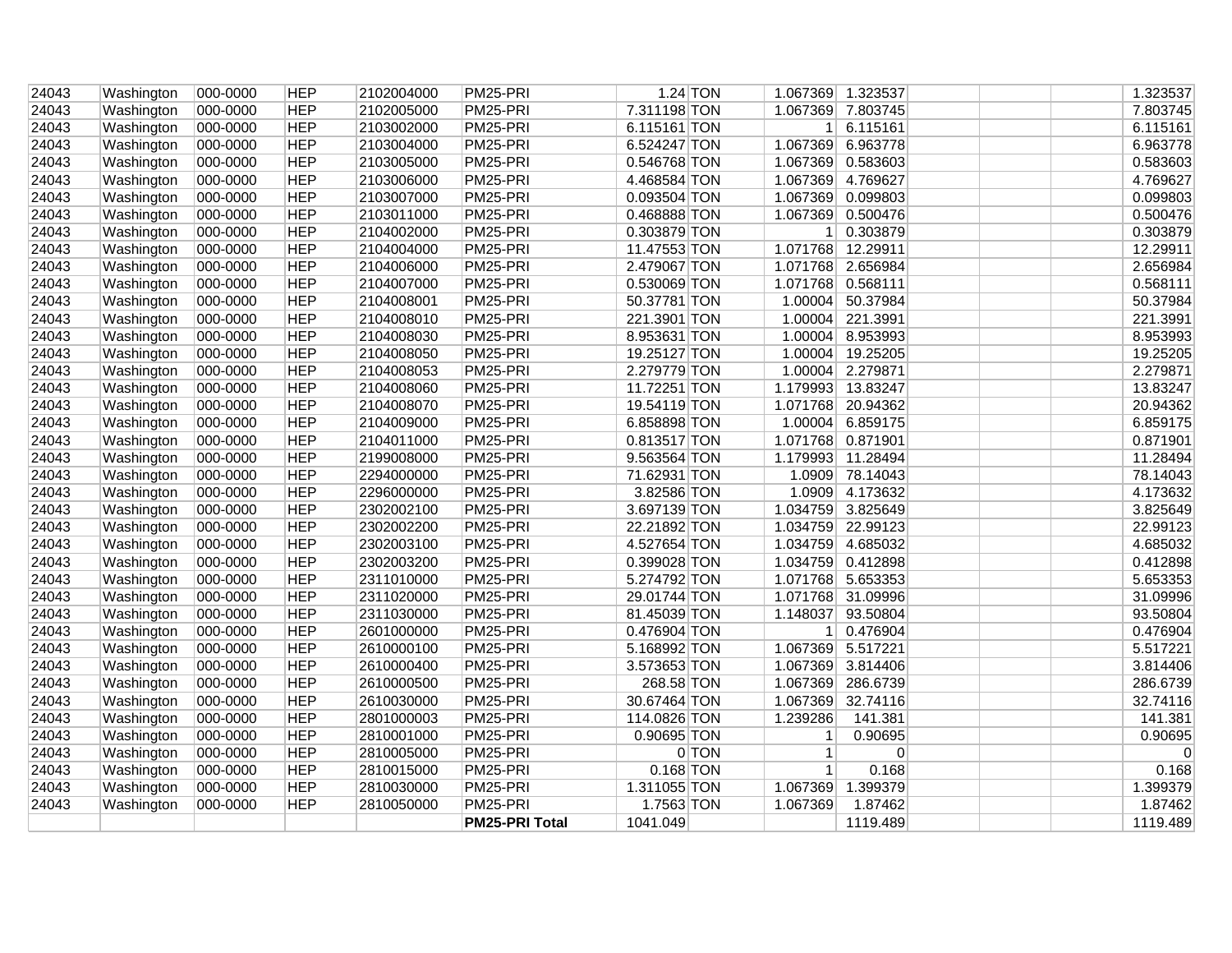| | | | | | | | | | | | | | |
|---|---|---|---|---|---|---|---|---|---|---|---|---|---|
| 24043 | Washington | 000-0000 | HEP | 2102004000 | PM25-PRI | 1.24 | TON | 1.067369 | 1.323537 | | | | 1.323537 |
| 24043 | Washington | 000-0000 | HEP | 2102005000 | PM25-PRI | 7.311198 | TON | 1.067369 | 7.803745 | | | | 7.803745 |
| 24043 | Washington | 000-0000 | HEP | 2103002000 | PM25-PRI | 6.115161 | TON | 1 | 6.115161 | | | | 6.115161 |
| 24043 | Washington | 000-0000 | HEP | 2103004000 | PM25-PRI | 6.524247 | TON | 1.067369 | 6.963778 | | | | 6.963778 |
| 24043 | Washington | 000-0000 | HEP | 2103005000 | PM25-PRI | 0.546768 | TON | 1.067369 | 0.583603 | | | | 0.583603 |
| 24043 | Washington | 000-0000 | HEP | 2103006000 | PM25-PRI | 4.468584 | TON | 1.067369 | 4.769627 | | | | 4.769627 |
| 24043 | Washington | 000-0000 | HEP | 2103007000 | PM25-PRI | 0.093504 | TON | 1.067369 | 0.099803 | | | | 0.099803 |
| 24043 | Washington | 000-0000 | HEP | 2103011000 | PM25-PRI | 0.468888 | TON | 1.067369 | 0.500476 | | | | 0.500476 |
| 24043 | Washington | 000-0000 | HEP | 2104002000 | PM25-PRI | 0.303879 | TON | 1 | 0.303879 | | | | 0.303879 |
| 24043 | Washington | 000-0000 | HEP | 2104004000 | PM25-PRI | 11.47553 | TON | 1.071768 | 12.29911 | | | | 12.29911 |
| 24043 | Washington | 000-0000 | HEP | 2104006000 | PM25-PRI | 2.479067 | TON | 1.071768 | 2.656984 | | | | 2.656984 |
| 24043 | Washington | 000-0000 | HEP | 2104007000 | PM25-PRI | 0.530069 | TON | 1.071768 | 0.568111 | | | | 0.568111 |
| 24043 | Washington | 000-0000 | HEP | 2104008001 | PM25-PRI | 50.37781 | TON | 1.00004 | 50.37984 | | | | 50.37984 |
| 24043 | Washington | 000-0000 | HEP | 2104008010 | PM25-PRI | 221.3901 | TON | 1.00004 | 221.3991 | | | | 221.3991 |
| 24043 | Washington | 000-0000 | HEP | 2104008030 | PM25-PRI | 8.953631 | TON | 1.00004 | 8.953993 | | | | 8.953993 |
| 24043 | Washington | 000-0000 | HEP | 2104008050 | PM25-PRI | 19.25127 | TON | 1.00004 | 19.25205 | | | | 19.25205 |
| 24043 | Washington | 000-0000 | HEP | 2104008053 | PM25-PRI | 2.279779 | TON | 1.00004 | 2.279871 | | | | 2.279871 |
| 24043 | Washington | 000-0000 | HEP | 2104008060 | PM25-PRI | 11.72251 | TON | 1.179993 | 13.83247 | | | | 13.83247 |
| 24043 | Washington | 000-0000 | HEP | 2104008070 | PM25-PRI | 19.54119 | TON | 1.071768 | 20.94362 | | | | 20.94362 |
| 24043 | Washington | 000-0000 | HEP | 2104009000 | PM25-PRI | 6.858898 | TON | 1.00004 | 6.859175 | | | | 6.859175 |
| 24043 | Washington | 000-0000 | HEP | 2104011000 | PM25-PRI | 0.813517 | TON | 1.071768 | 0.871901 | | | | 0.871901 |
| 24043 | Washington | 000-0000 | HEP | 2199008000 | PM25-PRI | 9.563564 | TON | 1.179993 | 11.28494 | | | | 11.28494 |
| 24043 | Washington | 000-0000 | HEP | 2294000000 | PM25-PRI | 71.62931 | TON | 1.0909 | 78.14043 | | | | 78.14043 |
| 24043 | Washington | 000-0000 | HEP | 2296000000 | PM25-PRI | 3.82586 | TON | 1.0909 | 4.173632 | | | | 4.173632 |
| 24043 | Washington | 000-0000 | HEP | 2302002100 | PM25-PRI | 3.697139 | TON | 1.034759 | 3.825649 | | | | 3.825649 |
| 24043 | Washington | 000-0000 | HEP | 2302002200 | PM25-PRI | 22.21892 | TON | 1.034759 | 22.99123 | | | | 22.99123 |
| 24043 | Washington | 000-0000 | HEP | 2302003100 | PM25-PRI | 4.527654 | TON | 1.034759 | 4.685032 | | | | 4.685032 |
| 24043 | Washington | 000-0000 | HEP | 2302003200 | PM25-PRI | 0.399028 | TON | 1.034759 | 0.412898 | | | | 0.412898 |
| 24043 | Washington | 000-0000 | HEP | 2311010000 | PM25-PRI | 5.274792 | TON | 1.071768 | 5.653353 | | | | 5.653353 |
| 24043 | Washington | 000-0000 | HEP | 2311020000 | PM25-PRI | 29.01744 | TON | 1.071768 | 31.09996 | | | | 31.09996 |
| 24043 | Washington | 000-0000 | HEP | 2311030000 | PM25-PRI | 81.45039 | TON | 1.148037 | 93.50804 | | | | 93.50804 |
| 24043 | Washington | 000-0000 | HEP | 2601000000 | PM25-PRI | 0.476904 | TON | 1 | 0.476904 | | | | 0.476904 |
| 24043 | Washington | 000-0000 | HEP | 2610000100 | PM25-PRI | 5.168992 | TON | 1.067369 | 5.517221 | | | | 5.517221 |
| 24043 | Washington | 000-0000 | HEP | 2610000400 | PM25-PRI | 3.573653 | TON | 1.067369 | 3.814406 | | | | 3.814406 |
| 24043 | Washington | 000-0000 | HEP | 2610000500 | PM25-PRI | 268.58 | TON | 1.067369 | 286.6739 | | | | 286.6739 |
| 24043 | Washington | 000-0000 | HEP | 2610030000 | PM25-PRI | 30.67464 | TON | 1.067369 | 32.74116 | | | | 32.74116 |
| 24043 | Washington | 000-0000 | HEP | 2801000003 | PM25-PRI | 114.0826 | TON | 1.239286 | 141.381 | | | | 141.381 |
| 24043 | Washington | 000-0000 | HEP | 2810001000 | PM25-PRI | 0.90695 | TON | 1 | 0.90695 | | | | 0.90695 |
| 24043 | Washington | 000-0000 | HEP | 2810005000 | PM25-PRI | 0 | TON | 1 | 0 | | | | 0 |
| 24043 | Washington | 000-0000 | HEP | 2810015000 | PM25-PRI | 0.168 | TON | 1 | 0.168 | | | | 0.168 |
| 24043 | Washington | 000-0000 | HEP | 2810030000 | PM25-PRI | 1.311055 | TON | 1.067369 | 1.399379 | | | | 1.399379 |
| 24043 | Washington | 000-0000 | HEP | 2810050000 | PM25-PRI | 1.7563 | TON | 1.067369 | 1.87462 | | | | 1.87462 |
| | | | | | **PM25-PRI Total** | 1041.049 | | | 1119.489 | | | | 1119.489 |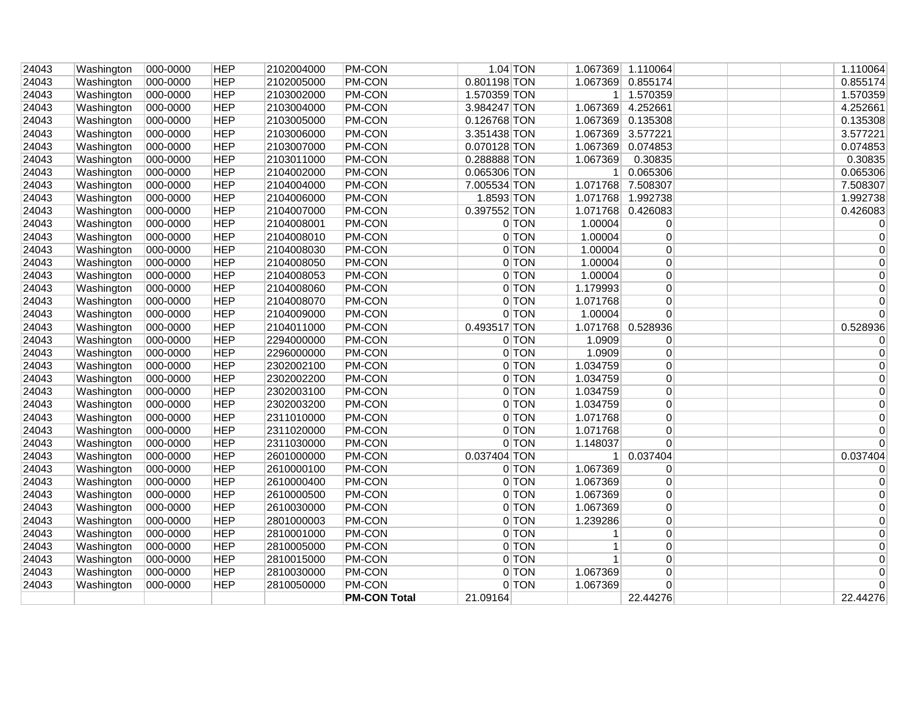| | | | | | | | | | | | | | |
|---|---|---|---|---|---|---|---|---|---|---|---|---|---|
| 24043 | Washington | 000-0000 | HEP | 2102004000 | PM-CON | 1.04 | TON | 1.067369 | 1.110064 | | | | 1.110064 |
| 24043 | Washington | 000-0000 | HEP | 2102005000 | PM-CON | 0.801198 | TON | 1.067369 | 0.855174 | | | | 0.855174 |
| 24043 | Washington | 000-0000 | HEP | 2103002000 | PM-CON | 1.570359 | TON | 1 | 1.570359 | | | | 1.570359 |
| 24043 | Washington | 000-0000 | HEP | 2103004000 | PM-CON | 3.984247 | TON | 1.067369 | 4.252661 | | | | 4.252661 |
| 24043 | Washington | 000-0000 | HEP | 2103005000 | PM-CON | 0.126768 | TON | 1.067369 | 0.135308 | | | | 0.135308 |
| 24043 | Washington | 000-0000 | HEP | 2103006000 | PM-CON | 3.351438 | TON | 1.067369 | 3.577221 | | | | 3.577221 |
| 24043 | Washington | 000-0000 | HEP | 2103007000 | PM-CON | 0.070128 | TON | 1.067369 | 0.074853 | | | | 0.074853 |
| 24043 | Washington | 000-0000 | HEP | 2103011000 | PM-CON | 0.288888 | TON | 1.067369 | 0.30835 | | | | 0.30835 |
| 24043 | Washington | 000-0000 | HEP | 2104002000 | PM-CON | 0.065306 | TON | 1 | 0.065306 | | | | 0.065306 |
| 24043 | Washington | 000-0000 | HEP | 2104004000 | PM-CON | 7.005534 | TON | 1.071768 | 7.508307 | | | | 7.508307 |
| 24043 | Washington | 000-0000 | HEP | 2104006000 | PM-CON | 1.8593 | TON | 1.071768 | 1.992738 | | | | 1.992738 |
| 24043 | Washington | 000-0000 | HEP | 2104007000 | PM-CON | 0.397552 | TON | 1.071768 | 0.426083 | | | | 0.426083 |
| 24043 | Washington | 000-0000 | HEP | 2104008001 | PM-CON | 0 | TON | 1.00004 | 0 | | | | 0 |
| 24043 | Washington | 000-0000 | HEP | 2104008010 | PM-CON | 0 | TON | 1.00004 | 0 | | | | 0 |
| 24043 | Washington | 000-0000 | HEP | 2104008030 | PM-CON | 0 | TON | 1.00004 | 0 | | | | 0 |
| 24043 | Washington | 000-0000 | HEP | 2104008050 | PM-CON | 0 | TON | 1.00004 | 0 | | | | 0 |
| 24043 | Washington | 000-0000 | HEP | 2104008053 | PM-CON | 0 | TON | 1.00004 | 0 | | | | 0 |
| 24043 | Washington | 000-0000 | HEP | 2104008060 | PM-CON | 0 | TON | 1.179993 | 0 | | | | 0 |
| 24043 | Washington | 000-0000 | HEP | 2104008070 | PM-CON | 0 | TON | 1.071768 | 0 | | | | 0 |
| 24043 | Washington | 000-0000 | HEP | 2104009000 | PM-CON | 0 | TON | 1.00004 | 0 | | | | 0 |
| 24043 | Washington | 000-0000 | HEP | 2104011000 | PM-CON | 0.493517 | TON | 1.071768 | 0.528936 | | | | 0.528936 |
| 24043 | Washington | 000-0000 | HEP | 2294000000 | PM-CON | 0 | TON | 1.0909 | 0 | | | | 0 |
| 24043 | Washington | 000-0000 | HEP | 2296000000 | PM-CON | 0 | TON | 1.0909 | 0 | | | | 0 |
| 24043 | Washington | 000-0000 | HEP | 2302002100 | PM-CON | 0 | TON | 1.034759 | 0 | | | | 0 |
| 24043 | Washington | 000-0000 | HEP | 2302002200 | PM-CON | 0 | TON | 1.034759 | 0 | | | | 0 |
| 24043 | Washington | 000-0000 | HEP | 2302003100 | PM-CON | 0 | TON | 1.034759 | 0 | | | | 0 |
| 24043 | Washington | 000-0000 | HEP | 2302003200 | PM-CON | 0 | TON | 1.034759 | 0 | | | | 0 |
| 24043 | Washington | 000-0000 | HEP | 2311010000 | PM-CON | 0 | TON | 1.071768 | 0 | | | | 0 |
| 24043 | Washington | 000-0000 | HEP | 2311020000 | PM-CON | 0 | TON | 1.071768 | 0 | | | | 0 |
| 24043 | Washington | 000-0000 | HEP | 2311030000 | PM-CON | 0 | TON | 1.148037 | 0 | | | | 0 |
| 24043 | Washington | 000-0000 | HEP | 2601000000 | PM-CON | 0.037404 | TON | 1 | 0.037404 | | | | 0.037404 |
| 24043 | Washington | 000-0000 | HEP | 2610000100 | PM-CON | 0 | TON | 1.067369 | 0 | | | | 0 |
| 24043 | Washington | 000-0000 | HEP | 2610000400 | PM-CON | 0 | TON | 1.067369 | 0 | | | | 0 |
| 24043 | Washington | 000-0000 | HEP | 2610000500 | PM-CON | 0 | TON | 1.067369 | 0 | | | | 0 |
| 24043 | Washington | 000-0000 | HEP | 2610030000 | PM-CON | 0 | TON | 1.067369 | 0 | | | | 0 |
| 24043 | Washington | 000-0000 | HEP | 2801000003 | PM-CON | 0 | TON | 1.239286 | 0 | | | | 0 |
| 24043 | Washington | 000-0000 | HEP | 2810001000 | PM-CON | 0 | TON | 1 | 0 | | | | 0 |
| 24043 | Washington | 000-0000 | HEP | 2810005000 | PM-CON | 0 | TON | 1 | 0 | | | | 0 |
| 24043 | Washington | 000-0000 | HEP | 2810015000 | PM-CON | 0 | TON | 1 | 0 | | | | 0 |
| 24043 | Washington | 000-0000 | HEP | 2810030000 | PM-CON | 0 | TON | 1.067369 | 0 | | | | 0 |
| 24043 | Washington | 000-0000 | HEP | 2810050000 | PM-CON | 0 | TON | 1.067369 | 0 | | | | 0 |
| | | | | | **PM-CON Total** | 21.09164 | | | 22.44276 | | | | 22.44276 |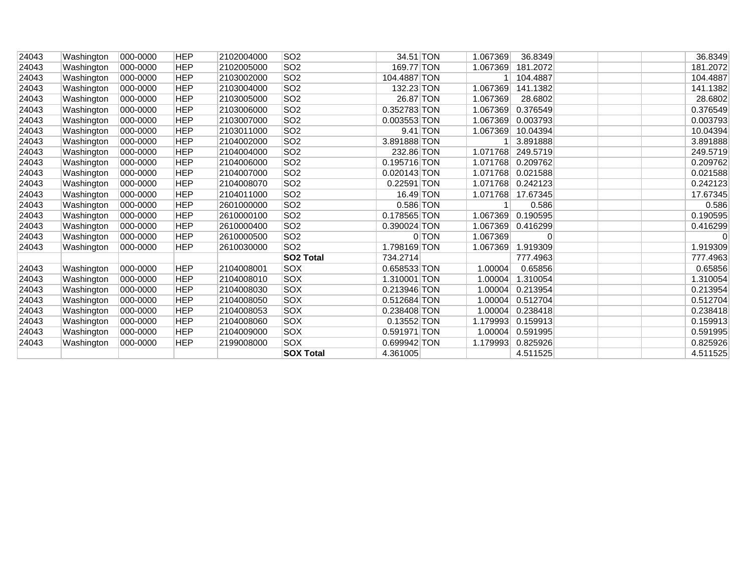| | | | | | | | | | | | | | |
|---|---|---|---|---|---|---|---|---|---|---|---|---|---|
| 24043 | Washington | 000-0000 | HEP | 2102004000 | SO2 | 34.51 | TON | 1.067369 | 36.8349 | | | | 36.8349 |
| 24043 | Washington | 000-0000 | HEP | 2102005000 | SO2 | 169.77 | TON | 1.067369 | 181.2072 | | | | 181.2072 |
| 24043 | Washington | 000-0000 | HEP | 2103002000 | SO2 | 104.4887 | TON | 1 | 104.4887 | | | | 104.4887 |
| 24043 | Washington | 000-0000 | HEP | 2103004000 | SO2 | 132.23 | TON | 1.067369 | 141.1382 | | | | 141.1382 |
| 24043 | Washington | 000-0000 | HEP | 2103005000 | SO2 | 26.87 | TON | 1.067369 | 28.6802 | | | | 28.6802 |
| 24043 | Washington | 000-0000 | HEP | 2103006000 | SO2 | 0.352783 | TON | 1.067369 | 0.376549 | | | | 0.376549 |
| 24043 | Washington | 000-0000 | HEP | 2103007000 | SO2 | 0.003553 | TON | 1.067369 | 0.003793 | | | | 0.003793 |
| 24043 | Washington | 000-0000 | HEP | 2103011000 | SO2 | 9.41 | TON | 1.067369 | 10.04394 | | | | 10.04394 |
| 24043 | Washington | 000-0000 | HEP | 2104002000 | SO2 | 3.891888 | TON | 1 | 3.891888 | | | | 3.891888 |
| 24043 | Washington | 000-0000 | HEP | 2104004000 | SO2 | 232.86 | TON | 1.071768 | 249.5719 | | | | 249.5719 |
| 24043 | Washington | 000-0000 | HEP | 2104006000 | SO2 | 0.195716 | TON | 1.071768 | 0.209762 | | | | 0.209762 |
| 24043 | Washington | 000-0000 | HEP | 2104007000 | SO2 | 0.020143 | TON | 1.071768 | 0.021588 | | | | 0.021588 |
| 24043 | Washington | 000-0000 | HEP | 2104008070 | SO2 | 0.22591 | TON | 1.071768 | 0.242123 | | | | 0.242123 |
| 24043 | Washington | 000-0000 | HEP | 2104011000 | SO2 | 16.49 | TON | 1.071768 | 17.67345 | | | | 17.67345 |
| 24043 | Washington | 000-0000 | HEP | 2601000000 | SO2 | 0.586 | TON | 1 | 0.586 | | | | 0.586 |
| 24043 | Washington | 000-0000 | HEP | 2610000100 | SO2 | 0.178565 | TON | 1.067369 | 0.190595 | | | | 0.190595 |
| 24043 | Washington | 000-0000 | HEP | 2610000400 | SO2 | 0.390024 | TON | 1.067369 | 0.416299 | | | | 0.416299 |
| 24043 | Washington | 000-0000 | HEP | 2610000500 | SO2 | 0 | TON | 1.067369 | 0 | | | | 0 |
| 24043 | Washington | 000-0000 | HEP | 2610030000 | SO2 | 1.798169 | TON | 1.067369 | 1.919309 | | | | 1.919309 |
| | | | | | **SO2 Total** | 734.2714 | | | 777.4963 | | | | 777.4963 |
| 24043 | Washington | 000-0000 | HEP | 2104008001 | SOX | 0.658533 | TON | 1.00004 | 0.65856 | | | | 0.65856 |
| 24043 | Washington | 000-0000 | HEP | 2104008010 | SOX | 1.310001 | TON | 1.00004 | 1.310054 | | | | 1.310054 |
| 24043 | Washington | 000-0000 | HEP | 2104008030 | SOX | 0.213946 | TON | 1.00004 | 0.213954 | | | | 0.213954 |
| 24043 | Washington | 000-0000 | HEP | 2104008050 | SOX | 0.512684 | TON | 1.00004 | 0.512704 | | | | 0.512704 |
| 24043 | Washington | 000-0000 | HEP | 2104008053 | SOX | 0.238408 | TON | 1.00004 | 0.238418 | | | | 0.238418 |
| 24043 | Washington | 000-0000 | HEP | 2104008060 | SOX | 0.13552 | TON | 1.179993 | 0.159913 | | | | 0.159913 |
| 24043 | Washington | 000-0000 | HEP | 2104009000 | SOX | 0.591971 | TON | 1.00004 | 0.591995 | | | | 0.591995 |
| 24043 | Washington | 000-0000 | HEP | 2199008000 | SOX | 0.699942 | TON | 1.179993 | 0.825926 | | | | 0.825926 |
| | | | | | **SOX Total** | 4.361005 | | | 4.511525 | | | | 4.511525 |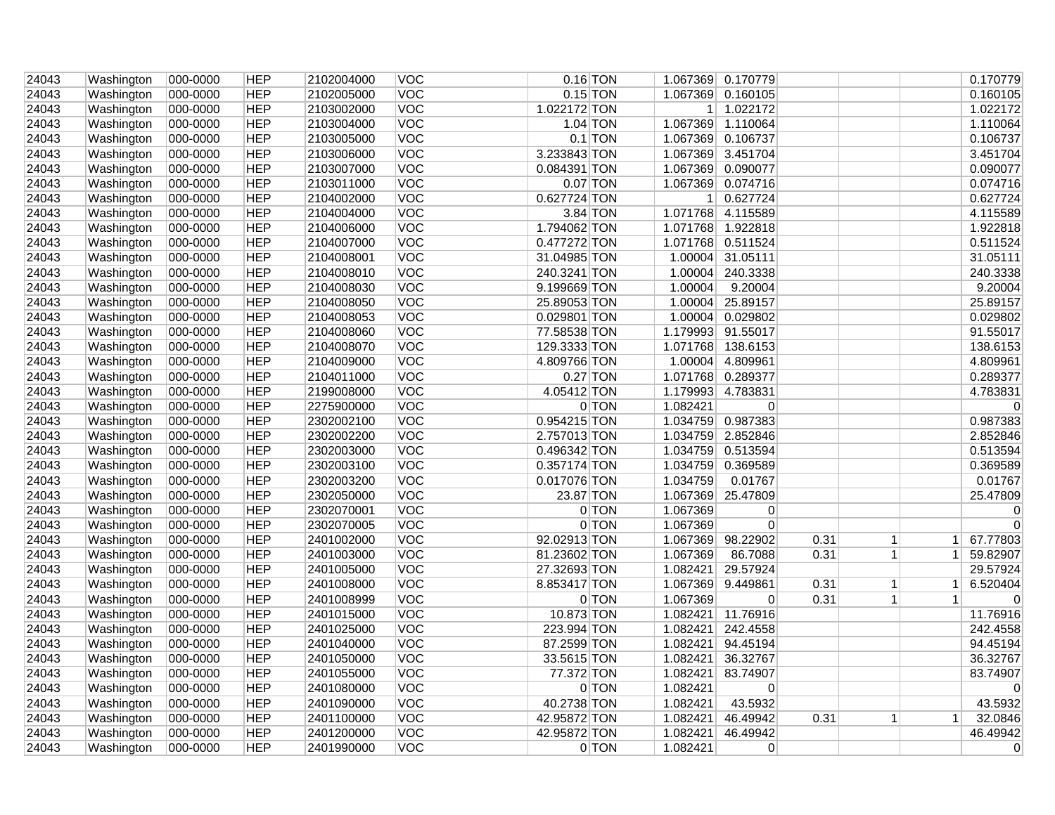| | | | | | | | | | | | | | |
|---|---|---|---|---|---|---|---|---|---|---|---|---|---|
| 24043 | Washington | 000-0000 | HEP | 2102004000 | VOC | 0.16 | TON | 1.067369 | 0.170779 | | | | 0.170779 |
| 24043 | Washington | 000-0000 | HEP | 2102005000 | VOC | 0.15 | TON | 1.067369 | 0.160105 | | | | 0.160105 |
| 24043 | Washington | 000-0000 | HEP | 2103002000 | VOC | 1.022172 | TON | 1 | 1.022172 | | | | 1.022172 |
| 24043 | Washington | 000-0000 | HEP | 2103004000 | VOC | 1.04 | TON | 1.067369 | 1.110064 | | | | 1.110064 |
| 24043 | Washington | 000-0000 | HEP | 2103005000 | VOC | 0.1 | TON | 1.067369 | 0.106737 | | | | 0.106737 |
| 24043 | Washington | 000-0000 | HEP | 2103006000 | VOC | 3.233843 | TON | 1.067369 | 3.451704 | | | | 3.451704 |
| 24043 | Washington | 000-0000 | HEP | 2103007000 | VOC | 0.084391 | TON | 1.067369 | 0.090077 | | | | 0.090077 |
| 24043 | Washington | 000-0000 | HEP | 2103011000 | VOC | 0.07 | TON | 1.067369 | 0.074716 | | | | 0.074716 |
| 24043 | Washington | 000-0000 | HEP | 2104002000 | VOC | 0.627724 | TON | 1 | 0.627724 | | | | 0.627724 |
| 24043 | Washington | 000-0000 | HEP | 2104004000 | VOC | 3.84 | TON | 1.071768 | 4.115589 | | | | 4.115589 |
| 24043 | Washington | 000-0000 | HEP | 2104006000 | VOC | 1.794062 | TON | 1.071768 | 1.922818 | | | | 1.922818 |
| 24043 | Washington | 000-0000 | HEP | 2104007000 | VOC | 0.477272 | TON | 1.071768 | 0.511524 | | | | 0.511524 |
| 24043 | Washington | 000-0000 | HEP | 2104008001 | VOC | 31.04985 | TON | 1.00004 | 31.05111 | | | | 31.05111 |
| 24043 | Washington | 000-0000 | HEP | 2104008010 | VOC | 240.3241 | TON | 1.00004 | 240.3338 | | | | 240.3338 |
| 24043 | Washington | 000-0000 | HEP | 2104008030 | VOC | 9.199669 | TON | 1.00004 | 9.20004 | | | | 9.20004 |
| 24043 | Washington | 000-0000 | HEP | 2104008050 | VOC | 25.89053 | TON | 1.00004 | 25.89157 | | | | 25.89157 |
| 24043 | Washington | 000-0000 | HEP | 2104008053 | VOC | 0.029801 | TON | 1.00004 | 0.029802 | | | | 0.029802 |
| 24043 | Washington | 000-0000 | HEP | 2104008060 | VOC | 77.58538 | TON | 1.179993 | 91.55017 | | | | 91.55017 |
| 24043 | Washington | 000-0000 | HEP | 2104008070 | VOC | 129.3333 | TON | 1.071768 | 138.6153 | | | | 138.6153 |
| 24043 | Washington | 000-0000 | HEP | 2104009000 | VOC | 4.809766 | TON | 1.00004 | 4.809961 | | | | 4.809961 |
| 24043 | Washington | 000-0000 | HEP | 2104011000 | VOC | 0.27 | TON | 1.071768 | 0.289377 | | | | 0.289377 |
| 24043 | Washington | 000-0000 | HEP | 2199008000 | VOC | 4.05412 | TON | 1.179993 | 4.783831 | | | | 4.783831 |
| 24043 | Washington | 000-0000 | HEP | 2275900000 | VOC | 0 | TON | 1.082421 | 0 | | | | 0 |
| 24043 | Washington | 000-0000 | HEP | 2302002100 | VOC | 0.954215 | TON | 1.034759 | 0.987383 | | | | 0.987383 |
| 24043 | Washington | 000-0000 | HEP | 2302002200 | VOC | 2.757013 | TON | 1.034759 | 2.852846 | | | | 2.852846 |
| 24043 | Washington | 000-0000 | HEP | 2302003000 | VOC | 0.496342 | TON | 1.034759 | 0.513594 | | | | 0.513594 |
| 24043 | Washington | 000-0000 | HEP | 2302003100 | VOC | 0.357174 | TON | 1.034759 | 0.369589 | | | | 0.369589 |
| 24043 | Washington | 000-0000 | HEP | 2302003200 | VOC | 0.017076 | TON | 1.034759 | 0.01767 | | | | 0.01767 |
| 24043 | Washington | 000-0000 | HEP | 2302050000 | VOC | 23.87 | TON | 1.067369 | 25.47809 | | | | 25.47809 |
| 24043 | Washington | 000-0000 | HEP | 2302070001 | VOC | 0 | TON | 1.067369 | 0 | | | | 0 |
| 24043 | Washington | 000-0000 | HEP | 2302070005 | VOC | 0 | TON | 1.067369 | 0 | | | | 0 |
| 24043 | Washington | 000-0000 | HEP | 2401002000 | VOC | 92.02913 | TON | 1.067369 | 98.22902 | 0.31 | 1 | 1 | 67.77803 |
| 24043 | Washington | 000-0000 | HEP | 2401003000 | VOC | 81.23602 | TON | 1.067369 | 86.7088 | 0.31 | 1 | 1 | 59.82907 |
| 24043 | Washington | 000-0000 | HEP | 2401005000 | VOC | 27.32693 | TON | 1.082421 | 29.57924 | | | | 29.57924 |
| 24043 | Washington | 000-0000 | HEP | 2401008000 | VOC | 8.853417 | TON | 1.067369 | 9.449861 | 0.31 | 1 | 1 | 6.520404 |
| 24043 | Washington | 000-0000 | HEP | 2401008999 | VOC | 0 | TON | 1.067369 | 0 | 0.31 | 1 | 1 | 0 |
| 24043 | Washington | 000-0000 | HEP | 2401015000 | VOC | 10.873 | TON | 1.082421 | 11.76916 | | | | 11.76916 |
| 24043 | Washington | 000-0000 | HEP | 2401025000 | VOC | 223.994 | TON | 1.082421 | 242.4558 | | | | 242.4558 |
| 24043 | Washington | 000-0000 | HEP | 2401040000 | VOC | 87.2599 | TON | 1.082421 | 94.45194 | | | | 94.45194 |
| 24043 | Washington | 000-0000 | HEP | 2401050000 | VOC | 33.5615 | TON | 1.082421 | 36.32767 | | | | 36.32767 |
| 24043 | Washington | 000-0000 | HEP | 2401055000 | VOC | 77.372 | TON | 1.082421 | 83.74907 | | | | 83.74907 |
| 24043 | Washington | 000-0000 | HEP | 2401080000 | VOC | 0 | TON | 1.082421 | 0 | | | | 0 |
| 24043 | Washington | 000-0000 | HEP | 2401090000 | VOC | 40.2738 | TON | 1.082421 | 43.5932 | | | | 43.5932 |
| 24043 | Washington | 000-0000 | HEP | 2401100000 | VOC | 42.95872 | TON | 1.082421 | 46.49942 | 0.31 | 1 | 1 | 32.0846 |
| 24043 | Washington | 000-0000 | HEP | 2401200000 | VOC | 42.95872 | TON | 1.082421 | 46.49942 | | | | 46.49942 |
| 24043 | Washington | 000-0000 | HEP | 2401990000 | VOC | 0 | TON | 1.082421 | 0 | | | | 0 |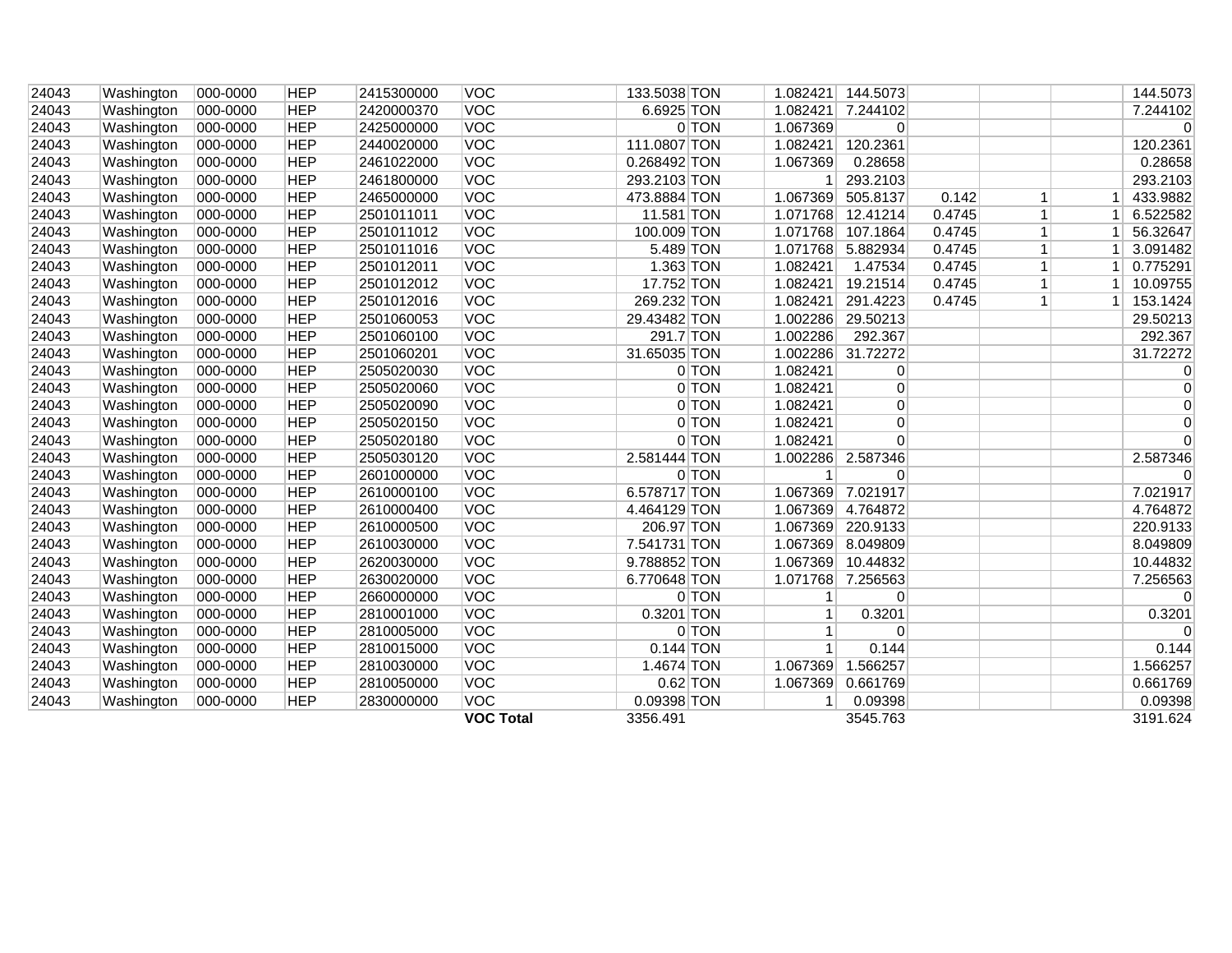| | | | | | | | | | | | | | |
|---|---|---|---|---|---|---|---|---|---|---|---|---|---|
| 24043 | Washington | 000-0000 | HEP | 2415300000 | VOC | 133.5038 | TON | 1.082421 | 144.5073 | | | | 144.5073 |
| 24043 | Washington | 000-0000 | HEP | 2420000370 | VOC | 6.6925 | TON | 1.082421 | 7.244102 | | | | 7.244102 |
| 24043 | Washington | 000-0000 | HEP | 2425000000 | VOC | 0 | TON | 1.067369 | 0 | | | | 0 |
| 24043 | Washington | 000-0000 | HEP | 2440020000 | VOC | 111.0807 | TON | 1.082421 | 120.2361 | | | | 120.2361 |
| 24043 | Washington | 000-0000 | HEP | 2461022000 | VOC | 0.268492 | TON | 1.067369 | 0.28658 | | | | 0.28658 |
| 24043 | Washington | 000-0000 | HEP | 2461800000 | VOC | 293.2103 | TON | 1 | 293.2103 | | | | 293.2103 |
| 24043 | Washington | 000-0000 | HEP | 2465000000 | VOC | 473.8884 | TON | 1.067369 | 505.8137 | 0.142 | 1 | 1 | 433.9882 |
| 24043 | Washington | 000-0000 | HEP | 2501011011 | VOC | 11.581 | TON | 1.071768 | 12.41214 | 0.4745 | 1 | 1 | 6.522582 |
| 24043 | Washington | 000-0000 | HEP | 2501011012 | VOC | 100.009 | TON | 1.071768 | 107.1864 | 0.4745 | 1 | 1 | 56.32647 |
| 24043 | Washington | 000-0000 | HEP | 2501011016 | VOC | 5.489 | TON | 1.071768 | 5.882934 | 0.4745 | 1 | 1 | 3.091482 |
| 24043 | Washington | 000-0000 | HEP | 2501012011 | VOC | 1.363 | TON | 1.082421 | 1.47534 | 0.4745 | 1 | 1 | 0.775291 |
| 24043 | Washington | 000-0000 | HEP | 2501012012 | VOC | 17.752 | TON | 1.082421 | 19.21514 | 0.4745 | 1 | 1 | 10.09755 |
| 24043 | Washington | 000-0000 | HEP | 2501012016 | VOC | 269.232 | TON | 1.082421 | 291.4223 | 0.4745 | 1 | 1 | 153.1424 |
| 24043 | Washington | 000-0000 | HEP | 2501060053 | VOC | 29.43482 | TON | 1.002286 | 29.50213 | | | | 29.50213 |
| 24043 | Washington | 000-0000 | HEP | 2501060100 | VOC | 291.7 | TON | 1.002286 | 292.367 | | | | 292.367 |
| 24043 | Washington | 000-0000 | HEP | 2501060201 | VOC | 31.65035 | TON | 1.002286 | 31.72272 | | | | 31.72272 |
| 24043 | Washington | 000-0000 | HEP | 2505020030 | VOC | 0 | TON | 1.082421 | 0 | | | | 0 |
| 24043 | Washington | 000-0000 | HEP | 2505020060 | VOC | 0 | TON | 1.082421 | 0 | | | | 0 |
| 24043 | Washington | 000-0000 | HEP | 2505020090 | VOC | 0 | TON | 1.082421 | 0 | | | | 0 |
| 24043 | Washington | 000-0000 | HEP | 2505020150 | VOC | 0 | TON | 1.082421 | 0 | | | | 0 |
| 24043 | Washington | 000-0000 | HEP | 2505020180 | VOC | 0 | TON | 1.082421 | 0 | | | | 0 |
| 24043 | Washington | 000-0000 | HEP | 2505030120 | VOC | 2.581444 | TON | 1.002286 | 2.587346 | | | | 2.587346 |
| 24043 | Washington | 000-0000 | HEP | 2601000000 | VOC | 0 | TON | 1 | 0 | | | | 0 |
| 24043 | Washington | 000-0000 | HEP | 2610000100 | VOC | 6.578717 | TON | 1.067369 | 7.021917 | | | | 7.021917 |
| 24043 | Washington | 000-0000 | HEP | 2610000400 | VOC | 4.464129 | TON | 1.067369 | 4.764872 | | | | 4.764872 |
| 24043 | Washington | 000-0000 | HEP | 2610000500 | VOC | 206.97 | TON | 1.067369 | 220.9133 | | | | 220.9133 |
| 24043 | Washington | 000-0000 | HEP | 2610030000 | VOC | 7.541731 | TON | 1.067369 | 8.049809 | | | | 8.049809 |
| 24043 | Washington | 000-0000 | HEP | 2620030000 | VOC | 9.788852 | TON | 1.067369 | 10.44832 | | | | 10.44832 |
| 24043 | Washington | 000-0000 | HEP | 2630020000 | VOC | 6.770648 | TON | 1.071768 | 7.256563 | | | | 7.256563 |
| 24043 | Washington | 000-0000 | HEP | 2660000000 | VOC | 0 | TON | 1 | 0 | | | | 0 |
| 24043 | Washington | 000-0000 | HEP | 2810001000 | VOC | 0.3201 | TON | 1 | 0.3201 | | | | 0.3201 |
| 24043 | Washington | 000-0000 | HEP | 2810005000 | VOC | 0 | TON | 1 | 0 | | | | 0 |
| 24043 | Washington | 000-0000 | HEP | 2810015000 | VOC | 0.144 | TON | 1 | 0.144 | | | | 0.144 |
| 24043 | Washington | 000-0000 | HEP | 2810030000 | VOC | 1.4674 | TON | 1.067369 | 1.566257 | | | | 1.566257 |
| 24043 | Washington | 000-0000 | HEP | 2810050000 | VOC | 0.62 | TON | 1.067369 | 0.661769 | | | | 0.661769 |
| 24043 | Washington | 000-0000 | HEP | 2830000000 | VOC | 0.09398 | TON | 1 | 0.09398 | | | | 0.09398 |
| | | | | | **VOC Total** | 3356.491 | | | 3545.763 | | | | 3191.624 |